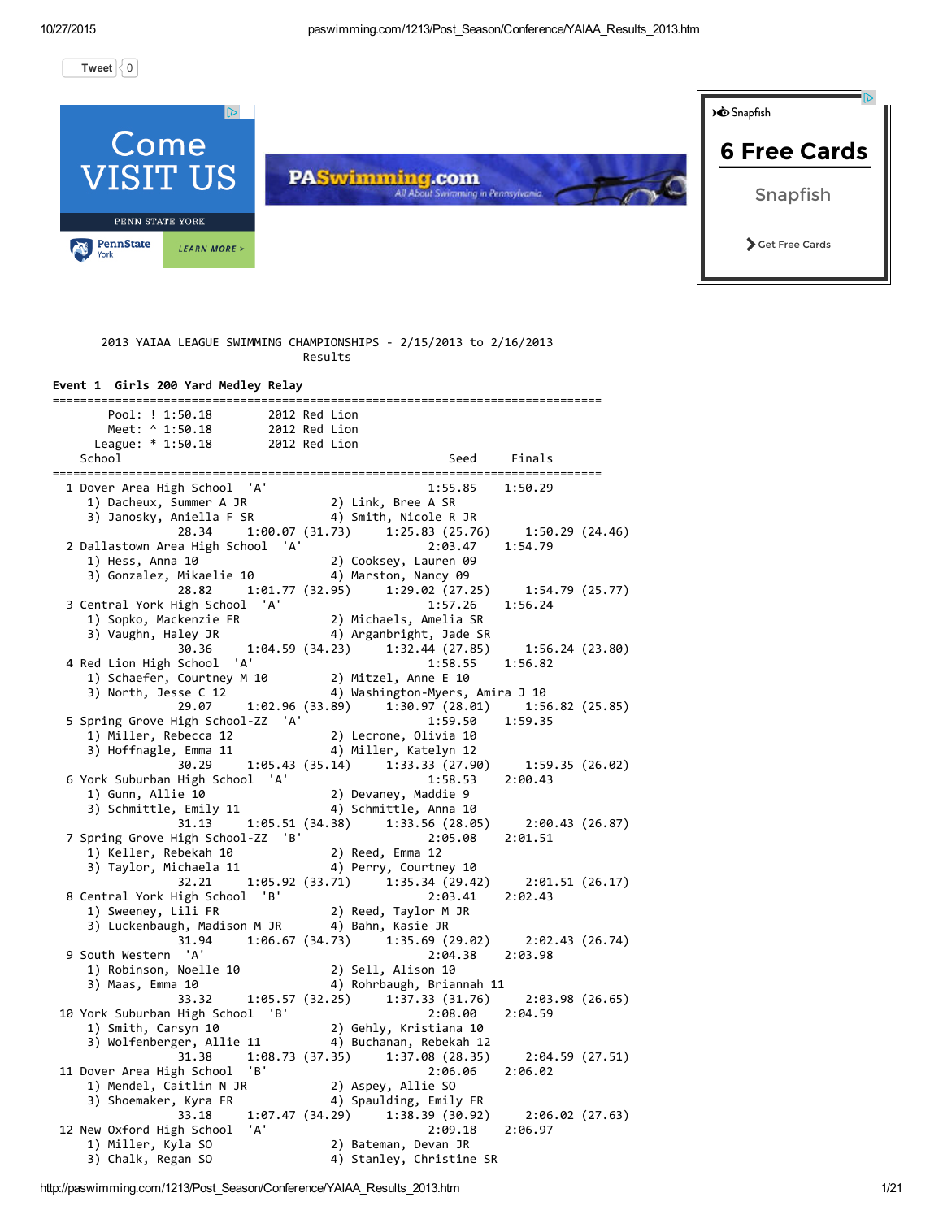2013 YAIAA LEAGUE SWIMMING CHAMPIONSHIPS - 2/15/2013 to 2/16/2013
Results

**Event 1 Girls 200 Yard Medley Relay**

```
===============================================================================
      Pool: ! 1:50.18        2012 Red Lion
      Meet: ^ 1:50.18        2012 Red Lion
    League: * 1:50.18        2012 Red Lion
    School                                          Seed     Finals
===============================================================================
  1 Dover Area High School  'A'                  1:55.85    1:50.29
     1) Dacheux, Summer A JR            2) Link, Bree A SR
     3) Janosky, Aniella F SR           4) Smith, Nicole R JR
             28.34     1:00.07 (31.73)     1:25.83 (25.76)     1:50.29 (24.46)
  2 Dallastown Area High School  'A'             2:03.47    1:54.79
     1) Hess, Anna 10                   2) Cooksey, Lauren 09
     3) Gonzalez, Mikaelie 10           4) Marston, Nancy 09
             28.82     1:01.77 (32.95)     1:29.02 (27.25)     1:54.79 (25.77)
  3 Central York High School  'A'                1:57.26    1:56.24
     1) Sopko, Mackenzie FR             2) Michaels, Amelia SR
     3) Vaughn, Haley JR                4) Arganbright, Jade SR
             30.36     1:04.59 (34.23)     1:32.44 (27.85)     1:56.24 (23.80)
  4 Red Lion High School  'A'                    1:58.55    1:56.82
     1) Schaefer, Courtney M 10         2) Mitzel, Anne E 10
     3) North, Jesse C 12               4) Washington-Myers, Amira J 10
             29.07     1:02.96 (33.89)     1:30.97 (28.01)     1:56.82 (25.85)
  5 Spring Grove High School-ZZ  'A'             1:59.50    1:59.35
     1) Miller, Rebecca 12              2) Lecrone, Olivia 10
     3) Hoffnagle, Emma 11              4) Miller, Katelyn 12
             30.29     1:05.43 (35.14)     1:33.33 (27.90)     1:59.35 (26.02)
  6 York Suburban High School  'A'               1:58.53    2:00.43
     1) Gunn, Allie 10                  2) Devaney, Maddie 9
     3) Schmittle, Emily 11             4) Schmittle, Anna 10
             31.13     1:05.51 (34.38)     1:33.56 (28.05)     2:00.43 (26.87)
  7 Spring Grove High School-ZZ  'B'             2:05.08    2:01.51
     1) Keller, Rebekah 10              2) Reed, Emma 12
     3) Taylor, Michaela 11             4) Perry, Courtney 10
             32.21     1:05.92 (33.71)     1:35.34 (29.42)     2:01.51 (26.17)
  8 Central York High School  'B'                2:03.41    2:02.43
     1) Sweeney, Lili FR                2) Reed, Taylor M JR
     3) Luckenbaugh, Madison M JR       4) Bahn, Kasie JR
             31.94     1:06.67 (34.73)     1:35.69 (29.02)     2:02.43 (26.74)
  9 South Western  'A'                           2:04.38    2:03.98
     1) Robinson, Noelle 10             2) Sell, Alison 10
     3) Maas, Emma 10                   4) Rohrbaugh, Briannah 11
             33.32     1:05.57 (32.25)     1:37.33 (31.76)     2:03.98 (26.65)
 10 York Suburban High School  'B'               2:08.00    2:04.59
     1) Smith, Carsyn 10                2) Gehly, Kristiana 10
     3) Wolfenberger, Allie 11          4) Buchanan, Rebekah 12
             31.38     1:08.73 (37.35)     1:37.08 (28.35)     2:04.59 (27.51)
 11 Dover Area High School  'B'                  2:06.06    2:06.02
     1) Mendel, Caitlin N JR            2) Aspey, Allie SO
     3) Shoemaker, Kyra FR              4) Spaulding, Emily FR
             33.18     1:07.47 (34.29)     1:38.39 (30.92)     2:06.02 (27.63)
 12 New Oxford High School  'A'                  2:09.18    2:06.97
     1) Miller, Kyla SO                 2) Bateman, Devan JR
     3) Chalk, Regan SO                 4) Stanley, Christine SR
```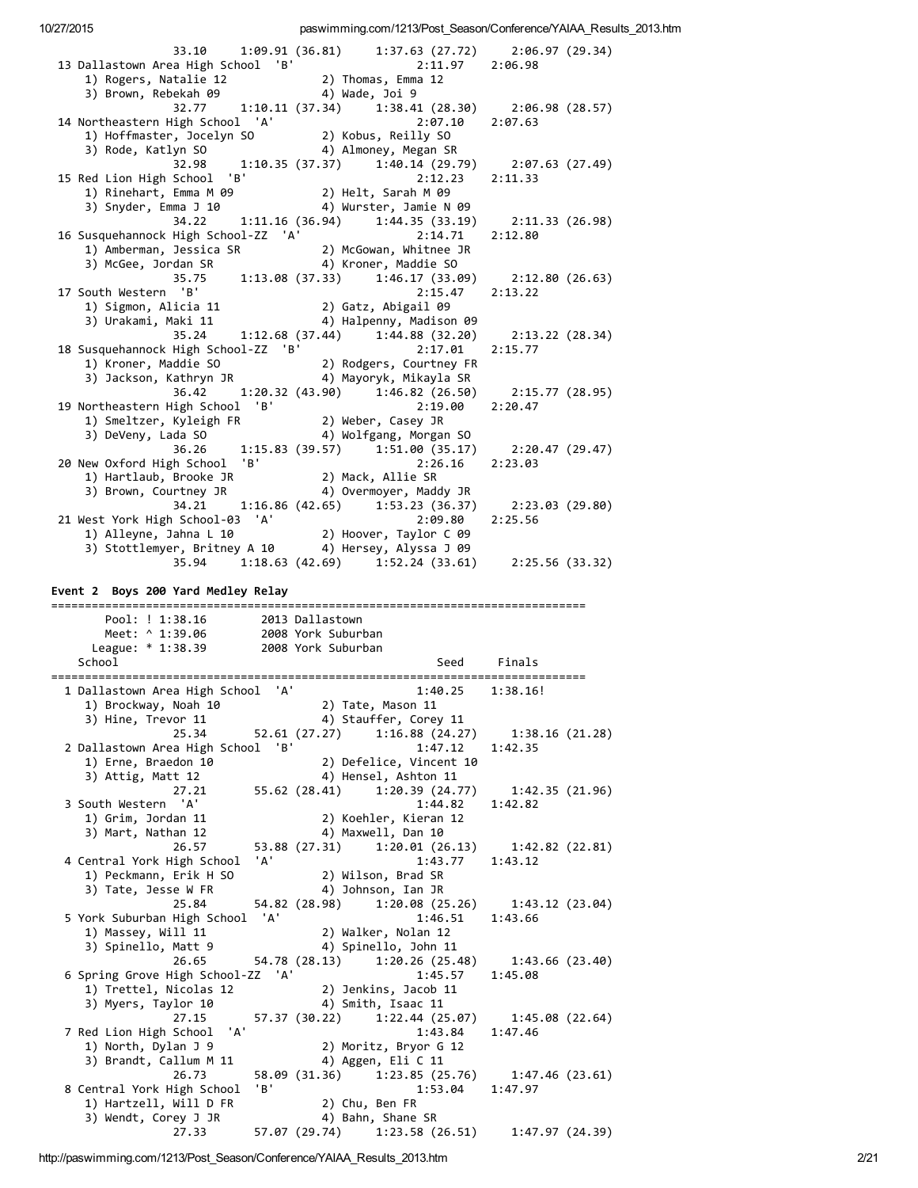```
              33.10     1:09.91 (36.81)     1:37.63 (27.72)     2:06.97 (29.34)
 13 Dallastown Area High School  'B'                  2:11.97    2:06.98
    1) Rogers, Natalie 12             2) Thomas, Emma 12
    3) Brown, Rebekah 09              4) Wade, Joi 9
              32.77     1:10.11 (37.34)     1:38.41 (28.30)     2:06.98 (28.57)
 14 Northeastern High School  'A'                     2:07.10    2:07.63
    1) Hoffmaster, Jocelyn SO         2) Kobus, Reilly SO
    3) Rode, Katlyn SO                4) Almoney, Megan SR
              32.98     1:10.35 (37.37)     1:40.14 (29.79)     2:07.63 (27.49)
 15 Red Lion High School  'B'                         2:12.23    2:11.33
    1) Rinehart, Emma M 09            2) Helt, Sarah M 09
    3) Snyder, Emma J 10              4) Wurster, Jamie N 09
              34.22     1:11.16 (36.94)     1:44.35 (33.19)     2:11.33 (26.98)
 16 Susquehannock High School-ZZ  'A'                 2:14.71    2:12.80
    1) Amberman, Jessica SR           2) McGowan, Whitnee JR
    3) McGee, Jordan SR               4) Kroner, Maddie SO
              35.75     1:13.08 (37.33)     1:46.17 (33.09)     2:12.80 (26.63)
 17 South Western  'B'                                2:15.47    2:13.22
    1) Sigmon, Alicia 11              2) Gatz, Abigail 09
    3) Urakami, Maki 11               4) Halpenny, Madison 09
              35.24     1:12.68 (37.44)     1:44.88 (32.20)     2:13.22 (28.34)
 18 Susquehannock High School-ZZ  'B'                 2:17.01    2:15.77
    1) Kroner, Maddie SO              2) Rodgers, Courtney FR
    3) Jackson, Kathryn JR            4) Mayoryk, Mikayla SR
              36.42     1:20.32 (43.90)     1:46.82 (26.50)     2:15.77 (28.95)
 19 Northeastern High School  'B'                     2:19.00    2:20.47
    1) Smeltzer, Kyleigh FR           2) Weber, Casey JR
    3) DeVeny, Lada SO                4) Wolfgang, Morgan SO
              36.26     1:15.83 (39.57)     1:51.00 (35.17)     2:20.47 (29.47)
 20 New Oxford High School  'B'                       2:26.16    2:23.03
    1) Hartlaub, Brooke JR            2) Mack, Allie SR
    3) Brown, Courtney JR             4) Overmoyer, Maddy JR
              34.21     1:16.86 (42.65)     1:53.23 (36.37)     2:23.03 (29.80)
 21 West York High School-03  'A'                     2:09.80    2:25.56
    1) Alleyne, Jahna L 10            2) Hoover, Taylor C 09
    3) Stottlemyer, Britney A 10      4) Hersey, Alyssa J 09
              35.94     1:18.63 (42.69)     1:52.24 (33.61)     2:25.56 (33.32)
```

**Event 2  Boys 200 Yard Medley Relay**

```
===============================================================================
       Pool: ! 1:38.16        2013 Dallastown
       Meet: ^ 1:39.06        2008 York Suburban
     League: * 1:38.39        2008 York Suburban
    School                                            Seed     Finals
===============================================================================
  1 Dallastown Area High School  'A'                  1:40.25    1:38.16!
    1) Brockway, Noah 10              2) Tate, Mason 11
    3) Hine, Trevor 11                4) Stauffer, Corey 11
              25.34       52.61 (27.27)     1:16.88 (24.27)     1:38.16 (21.28)
  2 Dallastown Area High School  'B'                  1:47.12    1:42.35
    1) Erne, Braedon 10               2) Defelice, Vincent 10
    3) Attig, Matt 12                 4) Hensel, Ashton 11
              27.21       55.62 (28.41)     1:20.39 (24.77)     1:42.35 (21.96)
  3 South Western  'A'                                1:44.82    1:42.82
    1) Grim, Jordan 11                2) Koehler, Kieran 12
    3) Mart, Nathan 12                4) Maxwell, Dan 10
              26.57       53.88 (27.31)     1:20.01 (26.13)     1:42.82 (22.81)
  4 Central York High School  'A'                     1:43.77    1:43.12
    1) Peckmann, Erik H SO            2) Wilson, Brad SR
    3) Tate, Jesse W FR               4) Johnson, Ian JR
              25.84       54.82 (28.98)     1:20.08 (25.26)     1:43.12 (23.04)
  5 York Suburban High School  'A'                    1:46.51    1:43.66
    1) Massey, Will 11                2) Walker, Nolan 12
    3) Spinello, Matt 9               4) Spinello, John 11
              26.65       54.78 (28.13)     1:20.26 (25.48)     1:43.66 (23.40)
  6 Spring Grove High School-ZZ  'A'                  1:45.57    1:45.08
    1) Trettel, Nicolas 12            2) Jenkins, Jacob 11
    3) Myers, Taylor 10               4) Smith, Isaac 11
              27.15       57.37 (30.22)     1:22.44 (25.07)     1:45.08 (22.64)
  7 Red Lion High School  'A'                         1:43.84    1:47.46
    1) North, Dylan J 9               2) Moritz, Bryor G 12
    3) Brandt, Callum M 11            4) Aggen, Eli C 11
              26.73       58.09 (31.36)     1:23.85 (25.76)     1:47.46 (23.61)
  8 Central York High School  'B'                     1:53.04    1:47.97
    1) Hartzell, Will D FR            2) Chu, Ben FR
    3) Wendt, Corey J JR              4) Bahn, Shane SR
              27.33       57.07 (29.74)     1:23.58 (26.51)     1:47.97 (24.39)
```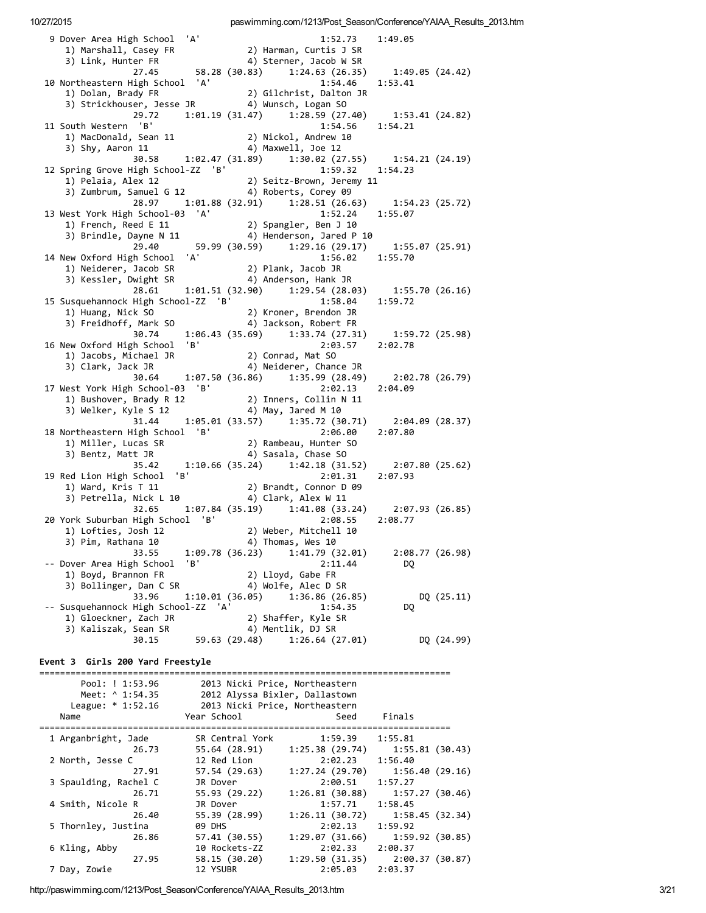```
  9 Dover Area High School  'A'                        1:52.73    1:49.05  
     1) Marshall, Casey FR             2) Harman, Curtis J SR            
     3) Link, Hunter FR                4) Sterner, Jacob W SR            
               27.45       58.28 (30.83)     1:24.63 (26.35)     1:49.05 (24.42)
 10 Northeastern High School  'A'                      1:54.46    1:53.41  
     1) Dolan, Brady FR                2) Gilchrist, Dalton JR           
     3) Strickhouser, Jesse JR         4) Wunsch, Logan SO               
               29.72     1:01.19 (31.47)     1:28.59 (27.40)     1:53.41 (24.82)
 11 South Western  'B'                                 1:54.56    1:54.21  
     1) MacDonald, Sean 11             2) Nickol, Andrew 10              
     3) Shy, Aaron 11                  4) Maxwell, Joe 12                
               30.58     1:02.47 (31.89)     1:30.02 (27.55)     1:54.21 (24.19)
 12 Spring Grove High School-ZZ  'B'                   1:59.32    1:54.23  
     1) Pelaia, Alex 12                2) Seitz-Brown, Jeremy 11         
     3) Zumbrum, Samuel G 12           4) Roberts, Corey 09              
               28.97     1:01.88 (32.91)     1:28.51 (26.63)     1:54.23 (25.72)
 13 West York High School-03  'A'                      1:52.24    1:55.07  
     1) French, Reed E 11              2) Spangler, Ben J 10             
     3) Brindle, Dayne N 11            4) Henderson, Jared P 10          
               29.40       59.99 (30.59)     1:29.16 (29.17)     1:55.07 (25.91)
 14 New Oxford High School  'A'                        1:56.02    1:55.70  
     1) Neiderer, Jacob SR             2) Plank, Jacob JR                
     3) Kessler, Dwight SR             4) Anderson, Hank JR              
               28.61     1:01.51 (32.90)     1:29.54 (28.03)     1:55.70 (26.16)
 15 Susquehannock High School-ZZ  'B'                  1:58.04    1:59.72  
     1) Huang, Nick SO                 2) Kroner, Brendon JR             
     3) Freidhoff, Mark SO             4) Jackson, Robert FR             
               30.74     1:06.43 (35.69)     1:33.74 (27.31)     1:59.72 (25.98)
 16 New Oxford High School  'B'                        2:03.57    2:02.78  
     1) Jacobs, Michael JR             2) Conrad, Mat SO                 
     3) Clark, Jack JR                 4) Neiderer, Chance JR            
               30.64     1:07.50 (36.86)     1:35.99 (28.49)     2:02.78 (26.79)
 17 West York High School-03  'B'                      2:02.13    2:04.09  
     1) Bushover, Brady R 12           2) Inners, Collin N 11            
     3) Welker, Kyle S 12              4) May, Jared M 10                
               31.44     1:05.01 (33.57)     1:35.72 (30.71)     2:04.09 (28.37)
 18 Northeastern High School  'B'                      2:06.00    2:07.80  
     1) Miller, Lucas SR               2) Rambeau, Hunter SO             
     3) Bentz, Matt JR                 4) Sasala, Chase SO               
               35.42     1:10.66 (35.24)     1:42.18 (31.52)     2:07.80 (25.62)
 19 Red Lion High School  'B'                          2:01.31    2:07.93  
     1) Ward, Kris T 11                2) Brandt, Connor D 09            
     3) Petrella, Nick L 10            4) Clark, Alex W 11               
               32.65     1:07.84 (35.19)     1:41.08 (33.24)     2:07.93 (26.85)
 20 York Suburban High School  'B'                     2:08.55    2:08.77  
     1) Lofties, Josh 12               2) Weber, Mitchell 10             
     3) Pim, Rathana 10                4) Thomas, Wes 10                 
               33.55     1:09.78 (36.23)     1:41.79 (32.01)     2:08.77 (26.98)
 -- Dover Area High School  'B'                        2:11.44         DQ  
     1) Boyd, Brannon FR               2) Lloyd, Gabe FR                 
     3) Bollinger, Dan C SR            4) Wolfe, Alec D SR               
               33.96     1:10.01 (36.05)     1:36.86 (26.85)          DQ (25.11)
 -- Susquehannock High School-ZZ  'A'                  1:54.35         DQ  
     1) Gloeckner, Zach JR             2) Shaffer, Kyle SR               
     3) Kaliszak, Sean SR              4) Mentlik, DJ SR                 
               30.15       59.63 (29.48)     1:26.64 (27.01)          DQ (24.99)
```

**Event 3  Girls 200 Yard Freestyle**

```
===============================================================================
       Pool: ! 1:53.96        2013 Nicki Price, Northeastern                   
       Meet: ^ 1:54.35        2012 Alyssa Bixler, Dallastown                   
     League: * 1:52.16        2013 Nicki Price, Northeastern                   
    Name                    Year School                  Seed     Finals       
===============================================================================
  1 Arganbright, Jade        SR Central York          1:59.39    1:55.81  
               26.73       55.64 (28.91)     1:25.38 (29.74)     1:55.81 (30.43)
  2 North, Jesse C           12 Red Lion              2:02.23    1:56.40  
               27.91       57.54 (29.63)     1:27.24 (29.70)     1:56.40 (29.16)
  3 Spaulding, Rachel C      JR Dover                 2:00.51    1:57.27  
               26.71       55.93 (29.22)     1:26.81 (30.88)     1:57.27 (30.46)
  4 Smith, Nicole R          JR Dover                 1:57.71    1:58.45  
               26.40       55.39 (28.99)     1:26.11 (30.72)     1:58.45 (32.34)
  5 Thornley, Justina        09 DHS                   2:02.13    1:59.92  
               26.86       57.41 (30.55)     1:29.07 (31.66)     1:59.92 (30.85)
  6 Kling, Abby              10 Rockets-ZZ            2:02.33    2:00.37  
               27.95       58.15 (30.20)     1:29.50 (31.35)     2:00.37 (30.87)
  7 Day, Zowie               12 YSUBR                 2:05.03    2:03.37  
```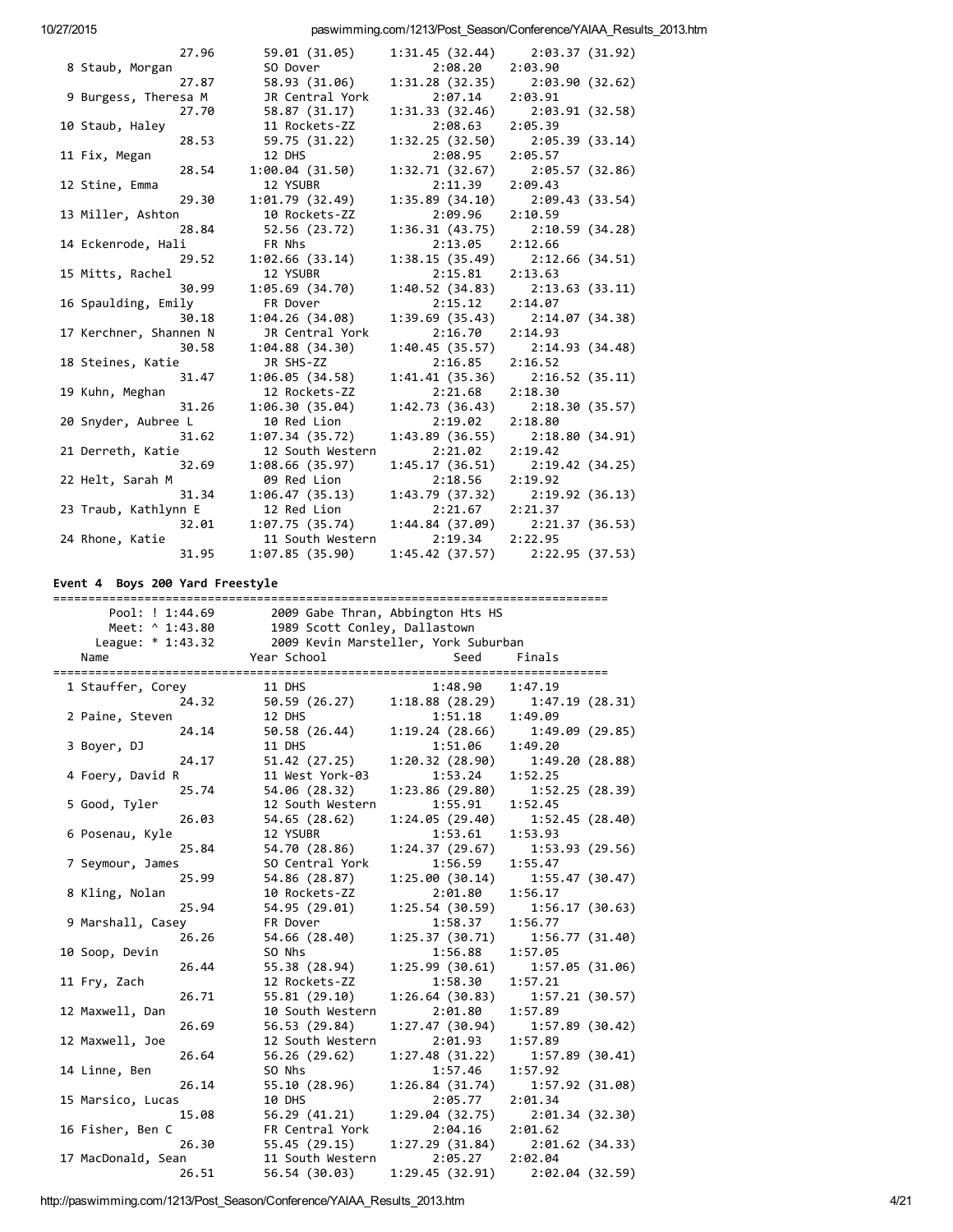```
                27.96      59.01 (31.05)     1:31.45 (32.44)     2:03.37 (31.92)
  8 Staub, Morgan          SO Dover               2:08.20    2:03.90
                27.87      58.93 (31.06)     1:31.28 (32.35)     2:03.90 (32.62)
  9 Burgess, Theresa M     JR Central York        2:07.14    2:03.91
                27.70      58.87 (31.17)     1:31.33 (32.46)     2:03.91 (32.58)
 10 Staub, Haley           11 Rockets-ZZ          2:08.63    2:05.39
                28.53      59.75 (31.22)     1:32.25 (32.50)     2:05.39 (33.14)
 11 Fix, Megan             12 DHS                 2:08.95    2:05.57
                28.54    1:00.04 (31.50)     1:32.71 (32.67)     2:05.57 (32.86)
 12 Stine, Emma            12 YSUBR               2:11.39    2:09.43
                29.30    1:01.79 (32.49)     1:35.89 (34.10)     2:09.43 (33.54)
 13 Miller, Ashton         10 Rockets-ZZ          2:09.96    2:10.59
                28.84      52.56 (23.72)     1:36.31 (43.75)     2:10.59 (34.28)
 14 Eckenrode, Hali        FR Nhs                 2:13.05    2:12.66
                29.52    1:02.66 (33.14)     1:38.15 (35.49)     2:12.66 (34.51)
 15 Mitts, Rachel          12 YSUBR               2:15.81    2:13.63
                30.99    1:05.69 (34.70)     1:40.52 (34.83)     2:13.63 (33.11)
 16 Spaulding, Emily       FR Dover               2:15.12    2:14.07
                30.18    1:04.26 (34.08)     1:39.69 (35.43)     2:14.07 (34.38)
 17 Kerchner, Shannen N    JR Central York        2:16.70    2:14.93
                30.58    1:04.88 (34.30)     1:40.45 (35.57)     2:14.93 (34.48)
 18 Steines, Katie         JR SHS-ZZ              2:16.85    2:16.52
                31.47    1:06.05 (34.58)     1:41.41 (35.36)     2:16.52 (35.11)
 19 Kuhn, Meghan           12 Rockets-ZZ          2:21.68    2:18.30
                31.26    1:06.30 (35.04)     1:42.73 (36.43)     2:18.30 (35.57)
 20 Snyder, Aubree L       10 Red Lion            2:19.02    2:18.80
                31.62    1:07.34 (35.72)     1:43.89 (36.55)     2:18.80 (34.91)
 21 Derreth, Katie         12 South Western       2:21.02    2:19.42
                32.69    1:08.66 (35.97)     1:45.17 (36.51)     2:19.42 (34.25)
 22 Helt, Sarah M          09 Red Lion            2:18.56    2:19.92
                31.34    1:06.47 (35.13)     1:43.79 (37.32)     2:19.92 (36.13)
 23 Traub, Kathlynn E      12 Red Lion            2:21.67    2:21.37
                32.01    1:07.75 (35.74)     1:44.84 (37.09)     2:21.37 (36.53)
 24 Rhone, Katie           11 South Western       2:19.34    2:22.95
                31.95    1:07.85 (35.90)     1:45.42 (37.57)     2:22.95 (37.53)
```

**Event 4  Boys 200 Yard Freestyle**

```
===============================================================================
       Pool: ! 1:44.69        2009 Gabe Thran, Abbington Hts HS
       Meet: ^ 1:43.80        1989 Scott Conley, Dallastown
     League: * 1:43.32        2009 Kevin Marsteller, York Suburban
    Name                   Year School                Seed     Finals
===============================================================================
  1 Stauffer, Corey        11 DHS                 1:48.90    1:47.19
                24.32      50.59 (26.27)     1:18.88 (28.29)     1:47.19 (28.31)
  2 Paine, Steven          12 DHS                 1:51.18    1:49.09
                24.14      50.58 (26.44)     1:19.24 (28.66)     1:49.09 (29.85)
  3 Boyer, DJ              11 DHS                 1:51.06    1:49.20
                24.17      51.42 (27.25)     1:20.32 (28.90)     1:49.20 (28.88)
  4 Foery, David R         11 West York-03        1:53.24    1:52.25
                25.74      54.06 (28.32)     1:23.86 (29.80)     1:52.25 (28.39)
  5 Good, Tyler            12 South Western       1:55.91    1:52.45
                26.03      54.65 (28.62)     1:24.05 (29.40)     1:52.45 (28.40)
  6 Posenau, Kyle          12 YSUBR               1:53.61    1:53.93
                25.84      54.70 (28.86)     1:24.37 (29.67)     1:53.93 (29.56)
  7 Seymour, James         SO Central York        1:56.59    1:55.47
                25.99      54.86 (28.87)     1:25.00 (30.14)     1:55.47 (30.47)
  8 Kling, Nolan           10 Rockets-ZZ          2:01.80    1:56.17
                25.94      54.95 (29.01)     1:25.54 (30.59)     1:56.17 (30.63)
  9 Marshall, Casey        FR Dover               1:58.37    1:56.77
                26.26      54.66 (28.40)     1:25.37 (30.71)     1:56.77 (31.40)
 10 Soop, Devin            SO Nhs                 1:56.88    1:57.05
                26.44      55.38 (28.94)     1:25.99 (30.61)     1:57.05 (31.06)
 11 Fry, Zach              12 Rockets-ZZ          1:58.30    1:57.21
                26.71      55.81 (29.10)     1:26.64 (30.83)     1:57.21 (30.57)
 12 Maxwell, Dan           10 South Western       2:01.80    1:57.89
                26.69      56.53 (29.84)     1:27.47 (30.94)     1:57.89 (30.42)
 12 Maxwell, Joe           12 South Western       2:01.93    1:57.89
                26.64      56.26 (29.62)     1:27.48 (31.22)     1:57.89 (30.41)
 14 Linne, Ben             SO Nhs                 1:57.46    1:57.92
                26.14      55.10 (28.96)     1:26.84 (31.74)     1:57.92 (31.08)
 15 Marsico, Lucas         10 DHS                 2:05.77    2:01.34
                15.08      56.29 (41.21)     1:29.04 (32.75)     2:01.34 (32.30)
 16 Fisher, Ben C          FR Central York        2:04.16    2:01.62
                26.30      55.45 (29.15)     1:27.29 (31.84)     2:01.62 (34.33)
 17 MacDonald, Sean        11 South Western       2:05.27    2:02.04
                26.51      56.54 (30.03)     1:29.45 (32.91)     2:02.04 (32.59)
```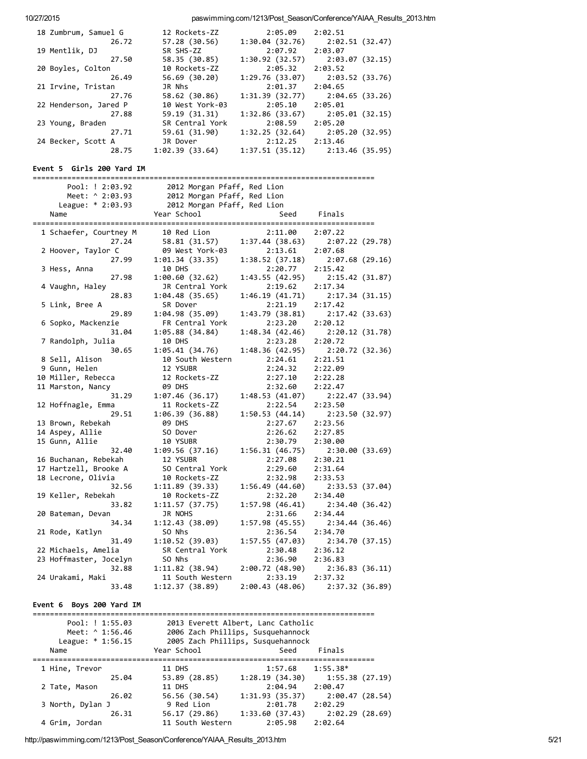```
18 Zumbrum, Samuel G        12 Rockets-ZZ          2:05.09    2:02.51
              26.72       57.28 (30.56)     1:30.04 (32.76)     2:02.51 (32.47)
19 Mentlik, DJ              SR SHS-ZZ              2:07.92    2:03.07
              27.50       58.35 (30.85)     1:30.92 (32.57)     2:03.07 (32.15)
20 Boyles, Colton           10 Rockets-ZZ          2:05.32    2:03.52
              26.49       56.69 (30.20)     1:29.76 (33.07)     2:03.52 (33.76)
21 Irvine, Tristan          JR Nhs                 2:01.37    2:04.65
              27.76       58.62 (30.86)     1:31.39 (32.77)     2:04.65 (33.26)
22 Henderson, Jared P       10 West York-03        2:05.10    2:05.01
              27.88       59.19 (31.31)     1:32.86 (33.67)     2:05.01 (32.15)
23 Young, Braden            SR Central York        2:08.59    2:05.20
              27.71       59.61 (31.90)     1:32.25 (32.64)     2:05.20 (32.95)
24 Becker, Scott A          JR Dover               2:12.25    2:13.46
              28.75     1:02.39 (33.64)     1:37.51 (35.12)     2:13.46 (35.95)
```

**Event 5 Girls 200 Yard IM**

```
===============================================================================
      Pool: ! 2:03.92        2012 Morgan Pfaff, Red Lion
      Meet: ^ 2:03.93        2012 Morgan Pfaff, Red Lion
    League: * 2:03.93        2012 Morgan Pfaff, Red Lion
   Name                    Year School                Seed     Finals
===============================================================================
 1 Schaefer, Courtney M     10 Red Lion            2:11.00    2:07.22
              27.24       58.81 (31.57)     1:37.44 (38.63)     2:07.22 (29.78)
 2 Hoover, Taylor C         09 West York-03        2:13.61    2:07.68
              27.99     1:01.34 (33.35)     1:38.52 (37.18)     2:07.68 (29.16)
 3 Hess, Anna               10 DHS                 2:20.77    2:15.42
              27.98     1:00.60 (32.62)     1:43.55 (42.95)     2:15.42 (31.87)
 4 Vaughn, Haley            JR Central York        2:19.62    2:17.34
              28.83     1:04.48 (35.65)     1:46.19 (41.71)     2:17.34 (31.15)
 5 Link, Bree A             SR Dover               2:21.19    2:17.42
              29.89     1:04.98 (35.09)     1:43.79 (38.81)     2:17.42 (33.63)
 6 Sopko, Mackenzie         FR Central York        2:23.20    2:20.12
              31.04     1:05.88 (34.84)     1:48.34 (42.46)     2:20.12 (31.78)
 7 Randolph, Julia          10 DHS                 2:23.28    2:20.72
              30.65     1:05.41 (34.76)     1:48.36 (42.95)     2:20.72 (32.36)
 8 Sell, Alison             10 South Western       2:24.61    2:21.51
 9 Gunn, Helen              12 YSUBR               2:24.32    2:22.09
10 Miller, Rebecca          12 Rockets-ZZ          2:27.10    2:22.28
11 Marston, Nancy           09 DHS                 2:32.60    2:22.47
              31.29     1:07.46 (36.17)     1:48.53 (41.07)     2:22.47 (33.94)
12 Hoffnagle, Emma          11 Rockets-ZZ          2:22.54    2:23.50
              29.51     1:06.39 (36.88)     1:50.53 (44.14)     2:23.50 (32.97)
13 Brown, Rebekah           09 DHS                 2:27.67    2:23.56
14 Aspey, Allie             SO Dover               2:26.62    2:27.85
15 Gunn, Allie              10 YSUBR               2:30.79    2:30.00
              32.40     1:09.56 (37.16)     1:56.31 (46.75)     2:30.00 (33.69)
16 Buchanan, Rebekah        12 YSUBR               2:27.08    2:30.21
17 Hartzell, Brooke A       SO Central York        2:29.60    2:31.64
18 Lecrone, Olivia          10 Rockets-ZZ          2:32.98    2:33.53
              32.56     1:11.89 (39.33)     1:56.49 (44.60)     2:33.53 (37.04)
19 Keller, Rebekah          10 Rockets-ZZ          2:32.20    2:34.40
              33.82     1:11.57 (37.75)     1:57.98 (46.41)     2:34.40 (36.42)
20 Bateman, Devan           JR NOHS                2:31.66    2:34.44
              34.34     1:12.43 (38.09)     1:57.98 (45.55)     2:34.44 (36.46)
21 Rode, Katlyn             SO Nhs                 2:36.54    2:34.70
              31.49     1:10.52 (39.03)     1:57.55 (47.03)     2:34.70 (37.15)
22 Michaels, Amelia         SR Central York        2:30.48    2:36.12
23 Hoffmaster, Jocelyn      SO Nhs                 2:36.90    2:36.83
              32.88     1:11.82 (38.94)     2:00.72 (48.90)     2:36.83 (36.11)
24 Urakami, Maki            11 South Western       2:33.19    2:37.32
              33.48     1:12.37 (38.89)     2:00.43 (48.06)     2:37.32 (36.89)
```

**Event 6 Boys 200 Yard IM**

```
===============================================================================
      Pool: ! 1:55.03        2013 Everett Albert, Lanc Catholic
      Meet: ^ 1:56.46        2006 Zach Phillips, Susquehannock
    League: * 1:56.15        2005 Zach Phillips, Susquehannock
   Name                    Year School                Seed     Finals
===============================================================================
 1 Hine, Trevor             11 DHS                 1:57.68    1:55.38*
              25.04       53.89 (28.85)     1:28.19 (34.30)     1:55.38 (27.19)
 2 Tate, Mason              11 DHS                 2:04.94    2:00.47
              26.02       56.56 (30.54)     1:31.93 (35.37)     2:00.47 (28.54)
 3 North, Dylan J            9 Red Lion            2:01.78    2:02.29
              26.31       56.17 (29.86)     1:33.60 (37.43)     2:02.29 (28.69)
 4 Grim, Jordan             11 South Western       2:05.98    2:02.64
```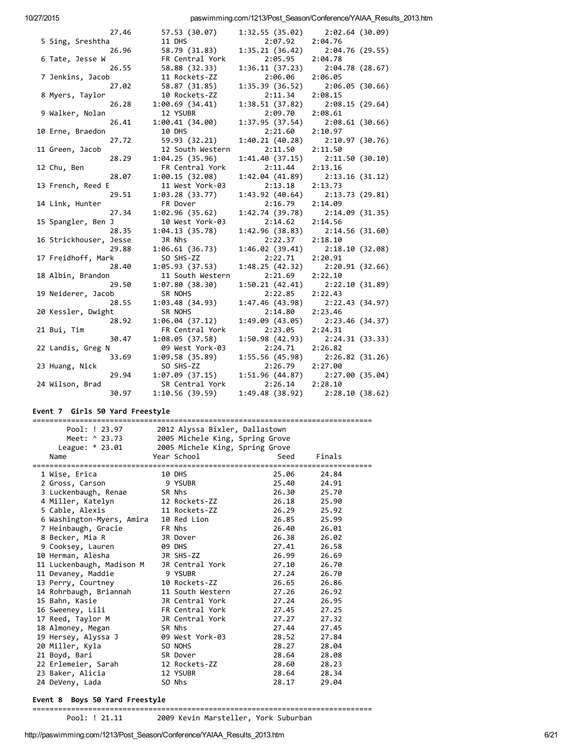```
                27.46       57.53 (30.07)     1:32.55 (35.02)     2:02.64 (30.09)
  5 Sing, Sreshtha           11 DHS                2:07.92    2:04.76
                26.96       58.79 (31.83)     1:35.21 (36.42)     2:04.76 (29.55)
  6 Tate, Jesse W            FR Central York       2:05.95    2:04.78
                26.55       58.88 (32.33)     1:36.11 (37.23)     2:04.78 (28.67)
  7 Jenkins, Jacob           11 Rockets-ZZ         2:06.06    2:06.05
                27.02       58.87 (31.85)     1:35.39 (36.52)     2:06.05 (30.66)
  8 Myers, Taylor            10 Rockets-ZZ         2:11.34    2:08.15
                26.28     1:00.69 (34.41)     1:38.51 (37.82)     2:08.15 (29.64)
  9 Walker, Nolan            12 YSUBR              2:09.70    2:08.61
                26.41     1:00.41 (34.00)     1:37.95 (37.54)     2:08.61 (30.66)
 10 Erne, Braedon            10 DHS                2:21.60    2:10.97
                27.72       59.93 (32.21)     1:40.21 (40.28)     2:10.97 (30.76)
 11 Green, Jacob             12 South Western      2:11.50    2:11.50
                28.29     1:04.25 (35.96)     1:41.40 (37.15)     2:11.50 (30.10)
 12 Chu, Ben                 FR Central York       2:11.44    2:13.16
                28.07     1:00.15 (32.08)     1:42.04 (41.89)     2:13.16 (31.12)
 13 French, Reed E           11 West York-03       2:13.18    2:13.73
                29.51     1:03.28 (33.77)     1:43.92 (40.64)     2:13.73 (29.81)
 14 Link, Hunter             FR Dover              2:16.79    2:14.09
                27.34     1:02.96 (35.62)     1:42.74 (39.78)     2:14.09 (31.35)
 15 Spangler, Ben J          10 West York-03       2:14.62    2:14.56
                28.35     1:04.13 (35.78)     1:42.96 (38.83)     2:14.56 (31.60)
 16 Strickhouser, Jesse      JR Nhs                2:22.37    2:18.10
                29.88     1:06.61 (36.73)     1:46.02 (39.41)     2:18.10 (32.08)
 17 Freidhoff, Mark          SO SHS-ZZ             2:22.71    2:20.91
                28.40     1:05.93 (37.53)     1:48.25 (42.32)     2:20.91 (32.66)
 18 Albin, Brandon           11 South Western      2:21.69    2:22.10
                29.50     1:07.80 (38.30)     1:50.21 (42.41)     2:22.10 (31.89)
 19 Neiderer, Jacob          SR NOHS               2:22.85    2:22.43
                28.55     1:03.48 (34.93)     1:47.46 (43.98)     2:22.43 (34.97)
 20 Kessler, Dwight          SR NOHS               2:14.80    2:23.46
                28.92     1:06.04 (37.12)     1:49.09 (43.05)     2:23.46 (34.37)
 21 Bui, Tim                 FR Central York       2:23.05    2:24.31
                30.47     1:08.05 (37.58)     1:50.98 (42.93)     2:24.31 (33.33)
 22 Landis, Greg N           09 West York-03       2:24.71    2:26.82
                33.69     1:09.58 (35.89)     1:55.56 (45.98)     2:26.82 (31.26)
 23 Huang, Nick              SO SHS-ZZ             2:26.79    2:27.00
                29.94     1:07.09 (37.15)     1:51.96 (44.87)     2:27.00 (35.04)
 24 Wilson, Brad            SR Central York       2:26.14    2:28.10
                30.97     1:10.56 (39.59)     1:49.48 (38.92)     2:28.10 (38.62)
```

**Event 7 Girls 50 Yard Freestyle**

```
===============================================================================
       Pool: ! 23.97       2012 Alyssa Bixler, Dallastown
       Meet: ^ 23.73       2005 Michele King, Spring Grove
     League: * 23.01       2005 Michele King, Spring Grove
    Name                  Year School                 Seed     Finals
===============================================================================
  1 Wise, Erica            10 DHS                    25.06      24.84
  2 Gross, Carson           9 YSUBR                  25.40      24.91
  3 Luckenbaugh, Renae     SR Nhs                    26.30      25.70
  4 Miller, Katelyn        12 Rockets-ZZ             26.18      25.90
  5 Cable, Alexis          11 Rockets-ZZ             26.29      25.92
  6 Washington-Myers, Amira  10 Red Lion             26.85      25.99
  7 Heinbaugh, Gracie      FR Nhs                    26.40      26.01
  8 Becker, Mia R          JR Dover                  26.38      26.02
  9 Cooksey, Lauren        09 DHS                    27.41      26.58
 10 Herman, Alesha         JR SHS-ZZ                 26.99      26.69
 11 Luckenbaugh, Madison M  JR Central York          27.10      26.70
 11 Devaney, Maddie         9 YSUBR                  27.24      26.70
 13 Perry, Courtney        10 Rockets-ZZ             26.65      26.86
 14 Rohrbaugh, Briannah    11 South Western          27.26      26.92
 15 Bahn, Kasie            JR Central York           27.24      26.95
 16 Sweeney, Lili          FR Central York           27.45      27.25
 17 Reed, Taylor M         JR Central York           27.27      27.32
 18 Almoney, Megan         SR Nhs                    27.44      27.45
 19 Hersey, Alyssa J       09 West York-03           28.52      27.84
 20 Miller, Kyla           SO NOHS                   28.27      28.04
 21 Boyd, Bari             SR Dover                  28.64      28.08
 22 Erlemeier, Sarah       12 Rockets-ZZ             28.60      28.23
 23 Baker, Alicia          12 YSUBR                  28.64      28.34
 24 DeVeny, Lada           SO Nhs                    28.17      29.04
```

**Event 8 Boys 50 Yard Freestyle**

```
===============================================================================
       Pool: ! 21.11       2009 Kevin Marsteller, York Suburban
```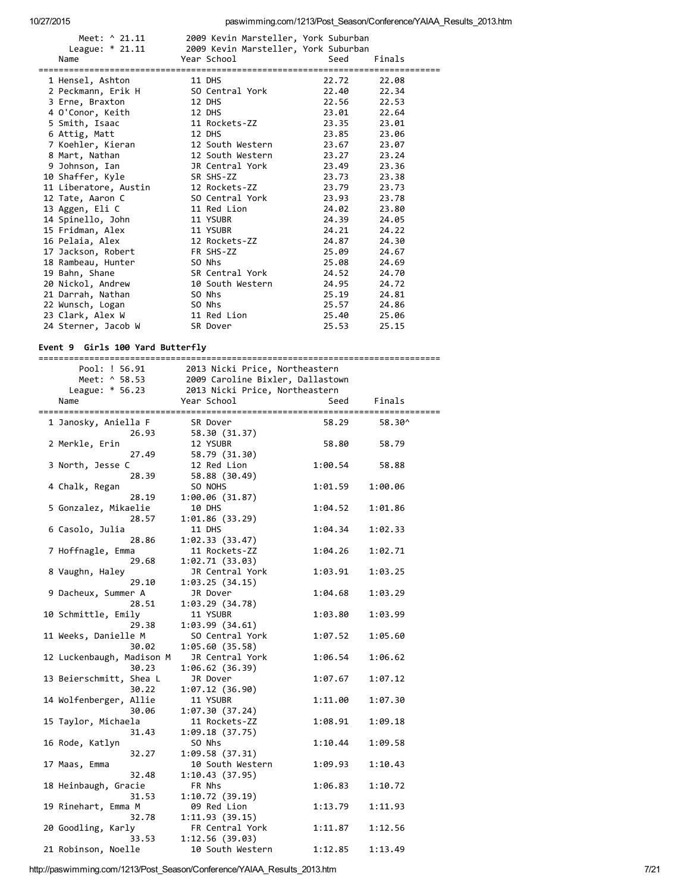Meet: ^ 21.11 2009 Kevin Marsteller, York Suburban
League: * 21.11 2009 Kevin Marsteller, York Suburban

| Name | Year | School | Seed | Finals |
|---|---|---|---|---|
| 1 Hensel, Ashton | 11 | DHS | 22.72 | 22.08 |
| 2 Peckmann, Erik H | SO | Central York | 22.40 | 22.34 |
| 3 Erne, Braxton | 12 | DHS | 22.56 | 22.53 |
| 4 O'Conor, Keith | 12 | DHS | 23.01 | 22.64 |
| 5 Smith, Isaac | 11 | Rockets-ZZ | 23.35 | 23.01 |
| 6 Attig, Matt | 12 | DHS | 23.85 | 23.06 |
| 7 Koehler, Kieran | 12 | South Western | 23.67 | 23.07 |
| 8 Mart, Nathan | 12 | South Western | 23.27 | 23.24 |
| 9 Johnson, Ian | JR | Central York | 23.49 | 23.36 |
| 10 Shaffer, Kyle | SR | SHS-ZZ | 23.73 | 23.38 |
| 11 Liberatore, Austin | 12 | Rockets-ZZ | 23.79 | 23.73 |
| 12 Tate, Aaron C | SO | Central York | 23.93 | 23.78 |
| 13 Aggen, Eli C | 11 | Red Lion | 24.02 | 23.80 |
| 14 Spinello, John | 11 | YSUBR | 24.39 | 24.05 |
| 15 Fridman, Alex | 11 | YSUBR | 24.21 | 24.22 |
| 16 Pelaia, Alex | 12 | Rockets-ZZ | 24.87 | 24.30 |
| 17 Jackson, Robert | FR | SHS-ZZ | 25.09 | 24.67 |
| 18 Rambeau, Hunter | SO | Nhs | 25.08 | 24.69 |
| 19 Bahn, Shane | SR | Central York | 24.52 | 24.70 |
| 20 Nickol, Andrew | 10 | South Western | 24.95 | 24.72 |
| 21 Darrah, Nathan | SO | Nhs | 25.19 | 24.81 |
| 22 Wunsch, Logan | SO | Nhs | 25.57 | 24.86 |
| 23 Clark, Alex W | 11 | Red Lion | 25.40 | 25.06 |
| 24 Sterner, Jacob W | SR | Dover | 25.53 | 25.15 |

## Event 9 Girls 100 Yard Butterfly

Pool: ! 56.91 2013 Nicki Price, Northeastern
Meet: ^ 58.53 2009 Caroline Bixler, Dallastown
League: * 56.23 2013 Nicki Price, Northeastern

| Name | Year | School | Seed | Finals | Splits |
|---|---|---|---|---|---|
| 1 Janosky, Aniella F | SR | Dover | 58.29 | 58.30^ | 26.93, 58.30 (31.37) |
| 2 Merkle, Erin | 12 | YSUBR | 58.80 | 58.79 | 27.49, 58.79 (31.30) |
| 3 North, Jesse C | 12 | Red Lion | 1:00.54 | 58.88 | 28.39, 58.88 (30.49) |
| 4 Chalk, Regan | SO | NOHS | 1:01.59 | 1:00.06 | 28.19, 1:00.06 (31.87) |
| 5 Gonzalez, Mikaelie | 10 | DHS | 1:04.52 | 1:01.86 | 28.57, 1:01.86 (33.29) |
| 6 Casolo, Julia | 11 | DHS | 1:04.34 | 1:02.33 | 28.86, 1:02.33 (33.47) |
| 7 Hoffnagle, Emma | 11 | Rockets-ZZ | 1:04.26 | 1:02.71 | 29.68, 1:02.71 (33.03) |
| 8 Vaughn, Haley | JR | Central York | 1:03.91 | 1:03.25 | 29.10, 1:03.25 (34.15) |
| 9 Dacheux, Summer A | JR | Dover | 1:04.68 | 1:03.29 | 28.51, 1:03.29 (34.78) |
| 10 Schmittle, Emily | 11 | YSUBR | 1:03.80 | 1:03.99 | 29.38, 1:03.99 (34.61) |
| 11 Weeks, Danielle M | SO | Central York | 1:07.52 | 1:05.60 | 30.02, 1:05.60 (35.58) |
| 12 Luckenbaugh, Madison M | JR | Central York | 1:06.54 | 1:06.62 | 30.23, 1:06.62 (36.39) |
| 13 Beierschmitt, Shea L | JR | Dover | 1:07.67 | 1:07.12 | 30.22, 1:07.12 (36.90) |
| 14 Wolfenberger, Allie | 11 | YSUBR | 1:11.00 | 1:07.30 | 30.06, 1:07.30 (37.24) |
| 15 Taylor, Michaela | 11 | Rockets-ZZ | 1:08.91 | 1:09.18 | 31.43, 1:09.18 (37.75) |
| 16 Rode, Katlyn | SO | Nhs | 1:10.44 | 1:09.58 | 32.27, 1:09.58 (37.31) |
| 17 Maas, Emma | 10 | South Western | 1:09.93 | 1:10.43 | 32.48, 1:10.43 (37.95) |
| 18 Heinbaugh, Gracie | FR | Nhs | 1:06.83 | 1:10.72 | 31.53, 1:10.72 (39.19) |
| 19 Rinehart, Emma M | 09 | Red Lion | 1:13.79 | 1:11.93 | 32.78, 1:11.93 (39.15) |
| 20 Goodling, Karly | FR | Central York | 1:11.87 | 1:12.56 | 33.53, 1:12.56 (39.03) |
| 21 Robinson, Noelle | 10 | South Western | 1:12.85 | 1:13.49 | |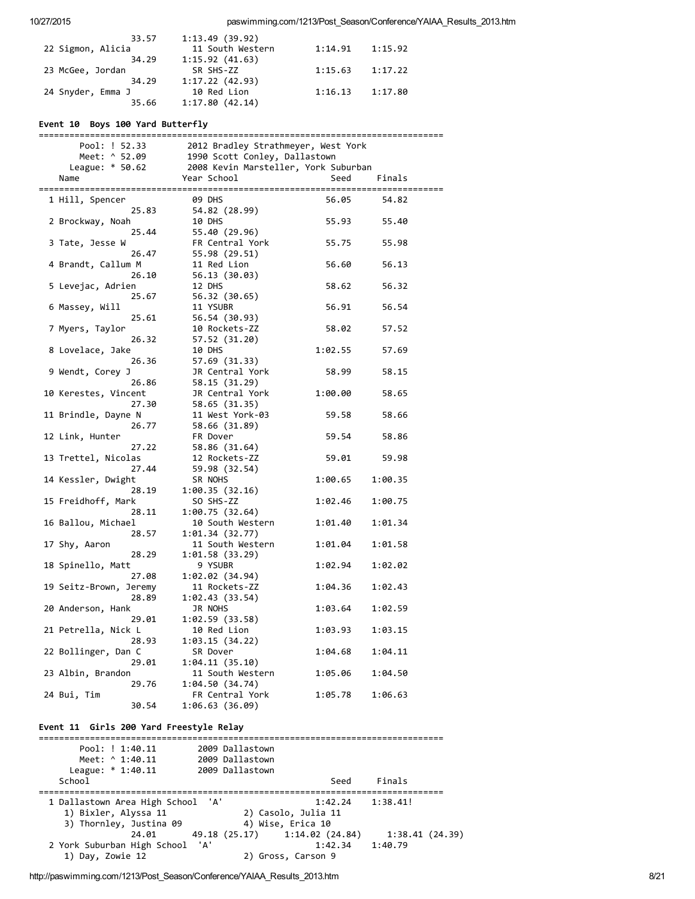```
                33.57    1:13.49 (39.92)
 22 Sigmon, Alicia          11 South Western       1:14.91    1:15.92
                34.29    1:15.92 (41.63)
 23 McGee, Jordan           SR SHS-ZZ              1:15.63    1:17.22
                34.29    1:17.22 (42.93)
 24 Snyder, Emma J          10 Red Lion            1:16.13    1:17.80
                35.66    1:17.80 (42.14)
```

### Event 10  Boys 100 Yard Butterfly

```
===============================================================================
       Pool: ! 52.33        2012 Bradley Strathmeyer, West York
       Meet: ^ 52.09        1990 Scott Conley, Dallastown
     League: * 50.62        2008 Kevin Marsteller, York Suburban
    Name                    Year School                 Seed     Finals
===============================================================================
  1 Hill, Spencer           09 DHS                     56.05      54.82
                25.83      54.82 (28.99)
  2 Brockway, Noah          10 DHS                     55.93      55.40
                25.44      55.40 (29.96)
  3 Tate, Jesse W           FR Central York            55.75      55.98
                26.47      55.98 (29.51)
  4 Brandt, Callum M        11 Red Lion                56.60      56.13
                26.10      56.13 (30.03)
  5 Levejac, Adrien         12 DHS                     58.62      56.32
                25.67      56.32 (30.65)
  6 Massey, Will            11 YSUBR                   56.91      56.54
                25.61      56.54 (30.93)
  7 Myers, Taylor           10 Rockets-ZZ              58.02      57.52
                26.32      57.52 (31.20)
  8 Lovelace, Jake          10 DHS                   1:02.55      57.69
                26.36      57.69 (31.33)
  9 Wendt, Corey J          JR Central York            58.99      58.15
                26.86      58.15 (31.29)
 10 Kerestes, Vincent       JR Central York          1:00.00      58.65
                27.30      58.65 (31.35)
 11 Brindle, Dayne N        11 West York-03            59.58      58.66
                26.77      58.66 (31.89)
 12 Link, Hunter            FR Dover                   59.54      58.86
                27.22      58.86 (31.64)
 13 Trettel, Nicolas        12 Rockets-ZZ              59.01      59.98
                27.44      59.98 (32.54)
 14 Kessler, Dwight         SR NOHS                  1:00.65    1:00.35
                28.19    1:00.35 (32.16)
 15 Freidhoff, Mark         SO SHS-ZZ                1:02.46    1:00.75
                28.11    1:00.75 (32.64)
 16 Ballou, Michael         10 South Western         1:01.40    1:01.34
                28.57    1:01.34 (32.77)
 17 Shy, Aaron              11 South Western         1:01.04    1:01.58
                28.29    1:01.58 (33.29)
 18 Spinello, Matt           9 YSUBR                 1:02.94    1:02.02
                27.08    1:02.02 (34.94)
 19 Seitz-Brown, Jeremy     11 Rockets-ZZ            1:04.36    1:02.43
                28.89    1:02.43 (33.54)
 20 Anderson, Hank          JR NOHS                  1:03.64    1:02.59
                29.01    1:02.59 (33.58)
 21 Petrella, Nick L        10 Red Lion              1:03.93    1:03.15
                28.93    1:03.15 (34.22)
 22 Bollinger, Dan C        SR Dover                 1:04.68    1:04.11
                29.01    1:04.11 (35.10)
 23 Albin, Brandon          11 South Western         1:05.06    1:04.50
                29.76    1:04.50 (34.74)
 24 Bui, Tim                FR Central York          1:05.78    1:06.63
                30.54    1:06.63 (36.09)
```

### Event 11  Girls 200 Yard Freestyle Relay

```
===============================================================================
       Pool: ! 1:40.11      2009 Dallastown
       Meet: ^ 1:40.11      2009 Dallastown
     League: * 1:40.11      2009 Dallastown
    School                                          Seed     Finals
===============================================================================
  1 Dallastown Area High School  'A'               1:42.24   1:38.41!
     1) Bixler, Alyssa 11              2) Casolo, Julia 11
     3) Thornley, Justina 09           4) Wise, Erica 10
                24.01      49.18 (25.17)    1:14.02 (24.84)    1:38.41 (24.39)
  2 York Suburban High School  'A'                 1:42.34   1:40.79
     1) Day, Zowie 12                  2) Gross, Carson 9
```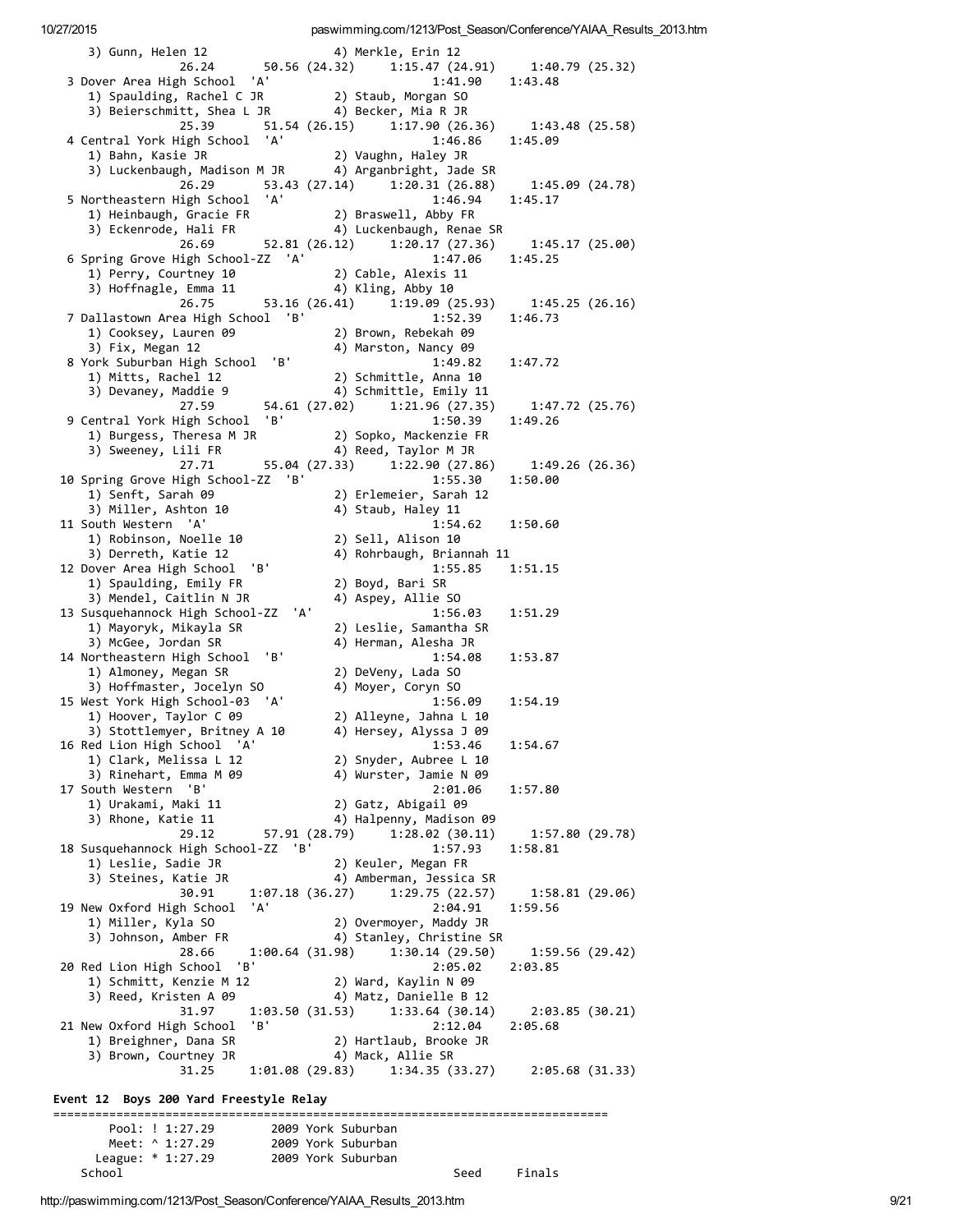```
      3) Gunn, Helen 12                 4) Merkle, Erin 12
               26.24       50.56 (24.32)     1:15.47 (24.91)     1:40.79 (25.32)
  3 Dover Area High School  'A'                       1:41.90    1:43.48
     1) Spaulding, Rachel C JR         2) Staub, Morgan SO
     3) Beierschmitt, Shea L JR        4) Becker, Mia R JR
               25.39       51.54 (26.15)     1:17.90 (26.36)     1:43.48 (25.58)
  4 Central York High School  'A'                     1:46.86    1:45.09
     1) Bahn, Kasie JR                 2) Vaughn, Haley JR
     3) Luckenbaugh, Madison M JR      4) Arganbright, Jade SR
               26.29       53.43 (27.14)     1:20.31 (26.88)     1:45.09 (24.78)
  5 Northeastern High School  'A'                     1:46.94    1:45.17
     1) Heinbaugh, Gracie FR           2) Braswell, Abby FR
     3) Eckenrode, Hali FR             4) Luckenbaugh, Renae SR
               26.69       52.81 (26.12)     1:20.17 (27.36)     1:45.17 (25.00)
  6 Spring Grove High School-ZZ  'A'                  1:47.06    1:45.25
     1) Perry, Courtney 10             2) Cable, Alexis 11
     3) Hoffnagle, Emma 11             4) Kling, Abby 10
               26.75       53.16 (26.41)     1:19.09 (25.93)     1:45.25 (26.16)
  7 Dallastown Area High School  'B'                  1:52.39    1:46.73
     1) Cooksey, Lauren 09             2) Brown, Rebekah 09
     3) Fix, Megan 12                  4) Marston, Nancy 09
  8 York Suburban High School  'B'                    1:49.82    1:47.72
     1) Mitts, Rachel 12               2) Schmittle, Anna 10
     3) Devaney, Maddie 9              4) Schmittle, Emily 11
               27.59       54.61 (27.02)     1:21.96 (27.35)     1:47.72 (25.76)
  9 Central York High School  'B'                     1:50.39    1:49.26
     1) Burgess, Theresa M JR          2) Sopko, Mackenzie FR
     3) Sweeney, Lili FR               4) Reed, Taylor M JR
               27.71       55.04 (27.33)     1:22.90 (27.86)     1:49.26 (26.36)
 10 Spring Grove High School-ZZ  'B'                  1:55.30    1:50.00
     1) Senft, Sarah 09                2) Erlemeier, Sarah 12
     3) Miller, Ashton 10              4) Staub, Haley 11
 11 South Western  'A'                                1:54.62    1:50.60
     1) Robinson, Noelle 10            2) Sell, Alison 10
     3) Derreth, Katie 12              4) Rohrbaugh, Briannah 11
 12 Dover Area High School  'B'                       1:55.85    1:51.15
     1) Spaulding, Emily FR            2) Boyd, Bari SR
     3) Mendel, Caitlin N JR           4) Aspey, Allie SO
 13 Susquehannock High School-ZZ  'A'                 1:56.03    1:51.29
     1) Mayoryk, Mikayla SR            2) Leslie, Samantha SR
     3) McGee, Jordan SR               4) Herman, Alesha JR
 14 Northeastern High School  'B'                     1:54.08    1:53.87
     1) Almoney, Megan SR              2) DeVeny, Lada SO
     3) Hoffmaster, Jocelyn SO         4) Moyer, Coryn SO
 15 West York High School-03  'A'                     1:56.09    1:54.19
     1) Hoover, Taylor C 09            2) Alleyne, Jahna L 10
     3) Stottlemyer, Britney A 10      4) Hersey, Alyssa J 09
 16 Red Lion High School  'A'                         1:53.46    1:54.67
     1) Clark, Melissa L 12            2) Snyder, Aubree L 10
     3) Rinehart, Emma M 09            4) Wurster, Jamie N 09
 17 South Western  'B'                                2:01.06    1:57.80
     1) Urakami, Maki 11               2) Gatz, Abigail 09
     3) Rhone, Katie 11                4) Halpenny, Madison 09
               29.12       57.91 (28.79)     1:28.02 (30.11)     1:57.80 (29.78)
 18 Susquehannock High School-ZZ  'B'                 1:57.93    1:58.81
     1) Leslie, Sadie JR               2) Keuler, Megan FR
     3) Steines, Katie JR              4) Amberman, Jessica SR
               30.91     1:07.18 (36.27)     1:29.75 (22.57)     1:58.81 (29.06)
 19 New Oxford High School  'A'                       2:04.91    1:59.56
     1) Miller, Kyla SO                2) Overmoyer, Maddy JR
     3) Johnson, Amber FR              4) Stanley, Christine SR
               28.66     1:00.64 (31.98)     1:30.14 (29.50)     1:59.56 (29.42)
 20 Red Lion High School  'B'                         2:05.02    2:03.85
     1) Schmitt, Kenzie M 12           2) Ward, Kaylin N 09
     3) Reed, Kristen A 09             4) Matz, Danielle B 12
               31.97     1:03.50 (31.53)     1:33.64 (30.14)     2:03.85 (30.21)
 21 New Oxford High School  'B'                       2:12.04    2:05.68
     1) Breighner, Dana SR             2) Hartlaub, Brooke JR
     3) Brown, Courtney JR             4) Mack, Allie SR
               31.25     1:01.08 (29.83)     1:34.35 (33.27)     2:05.68 (31.33)
```

**Event 12 Boys 200 Yard Freestyle Relay**

```
===============================================================================
        Pool: ! 1:27.29        2009 York Suburban
        Meet: ^ 1:27.29        2009 York Suburban
      League: * 1:27.29        2009 York Suburban
    School                                            Seed     Finals
```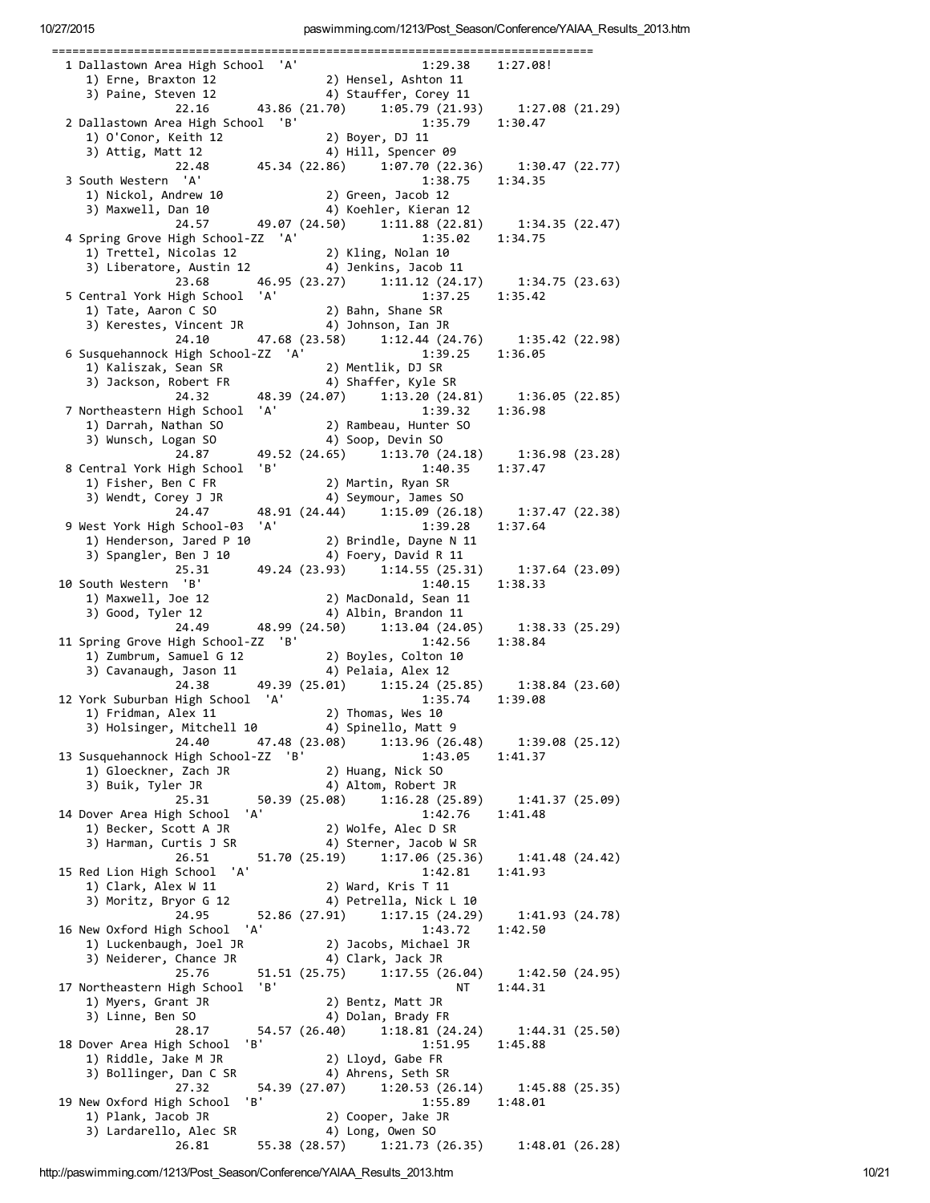```
===============================================================================
  1 Dallastown Area High School  'A'                  1:29.38    1:27.08!
     1) Erne, Braxton 12               2) Hensel, Ashton 11
     3) Paine, Steven 12               4) Stauffer, Corey 11
              22.16       43.86 (21.70)     1:05.79 (21.93)     1:27.08 (21.29)
  2 Dallastown Area High School  'B'                  1:35.79    1:30.47
     1) O'Conor, Keith 12              2) Boyer, DJ 11
     3) Attig, Matt 12                 4) Hill, Spencer 09
              22.48       45.34 (22.86)     1:07.70 (22.36)     1:30.47 (22.77)
  3 South Western  'A'                                1:38.75    1:34.35
     1) Nickol, Andrew 10              2) Green, Jacob 12
     3) Maxwell, Dan 10                4) Koehler, Kieran 12
              24.57       49.07 (24.50)     1:11.88 (22.81)     1:34.35 (22.47)
  4 Spring Grove High School-ZZ  'A'                  1:35.02    1:34.75
     1) Trettel, Nicolas 12            2) Kling, Nolan 10
     3) Liberatore, Austin 12          4) Jenkins, Jacob 11
              23.68       46.95 (23.27)     1:11.12 (24.17)     1:34.75 (23.63)
  5 Central York High School  'A'                     1:37.25    1:35.42
     1) Tate, Aaron C SO               2) Bahn, Shane SR
     3) Kerestes, Vincent JR           4) Johnson, Ian JR
              24.10       47.68 (23.58)     1:12.44 (24.76)     1:35.42 (22.98)
  6 Susquehannock High School-ZZ  'A'                 1:39.25    1:36.05
     1) Kaliszak, Sean SR              2) Mentlik, DJ SR
     3) Jackson, Robert FR             4) Shaffer, Kyle SR
              24.32       48.39 (24.07)     1:13.20 (24.81)     1:36.05 (22.85)
  7 Northeastern High School  'A'                     1:39.32    1:36.98
     1) Darrah, Nathan SO              2) Rambeau, Hunter SO
     3) Wunsch, Logan SO               4) Soop, Devin SO
              24.87       49.52 (24.65)     1:13.70 (24.18)     1:36.98 (23.28)
  8 Central York High School  'B'                     1:40.35    1:37.47
     1) Fisher, Ben C FR               2) Martin, Ryan SR
     3) Wendt, Corey J JR              4) Seymour, James SO
              24.47       48.91 (24.44)     1:15.09 (26.18)     1:37.47 (22.38)
  9 West York High School-03  'A'                     1:39.28    1:37.64
     1) Henderson, Jared P 10          2) Brindle, Dayne N 11
     3) Spangler, Ben J 10             4) Foery, David R 11
              25.31       49.24 (23.93)     1:14.55 (25.31)     1:37.64 (23.09)
 10 South Western  'B'                                1:40.15    1:38.33
     1) Maxwell, Joe 12                2) MacDonald, Sean 11
     3) Good, Tyler 12                 4) Albin, Brandon 11
              24.49       48.99 (24.50)     1:13.04 (24.05)     1:38.33 (25.29)
 11 Spring Grove High School-ZZ  'B'                  1:42.56    1:38.84
     1) Zumbrum, Samuel G 12           2) Boyles, Colton 10
     3) Cavanaugh, Jason 11            4) Pelaia, Alex 12
              24.38       49.39 (25.01)     1:15.24 (25.85)     1:38.84 (23.60)
 12 York Suburban High School  'A'                    1:35.74    1:39.08
     1) Fridman, Alex 11               2) Thomas, Wes 10
     3) Holsinger, Mitchell 10         4) Spinello, Matt 9
              24.40       47.48 (23.08)     1:13.96 (26.48)     1:39.08 (25.12)
 13 Susquehannock High School-ZZ  'B'                 1:43.05    1:41.37
     1) Gloeckner, Zach JR             2) Huang, Nick SO
     3) Buik, Tyler JR                 4) Altom, Robert JR
              25.31       50.39 (25.08)     1:16.28 (25.89)     1:41.37 (25.09)
 14 Dover Area High School  'A'                       1:42.76    1:41.48
     1) Becker, Scott A JR             2) Wolfe, Alec D SR
     3) Harman, Curtis J SR            4) Sterner, Jacob W SR
              26.51       51.70 (25.19)     1:17.06 (25.36)     1:41.48 (24.42)
 15 Red Lion High School  'A'                         1:42.81    1:41.93
     1) Clark, Alex W 11               2) Ward, Kris T 11
     3) Moritz, Bryor G 12             4) Petrella, Nick L 10
              24.95       52.86 (27.91)     1:17.15 (24.29)     1:41.93 (24.78)
 16 New Oxford High School  'A'                       1:43.72    1:42.50
     1) Luckenbaugh, Joel JR           2) Jacobs, Michael JR
     3) Neiderer, Chance JR            4) Clark, Jack JR
              25.76       51.51 (25.75)     1:17.55 (26.04)     1:42.50 (24.95)
 17 Northeastern High School  'B'                          NT    1:44.31
     1) Myers, Grant JR                2) Bentz, Matt JR
     3) Linne, Ben SO                  4) Dolan, Brady FR
              28.17       54.57 (26.40)     1:18.81 (24.24)     1:44.31 (25.50)
 18 Dover Area High School  'B'                       1:51.95    1:45.88
     1) Riddle, Jake M JR              2) Lloyd, Gabe FR
     3) Bollinger, Dan C SR            4) Ahrens, Seth SR
              27.32       54.39 (27.07)     1:20.53 (26.14)     1:45.88 (25.35)
 19 New Oxford High School  'B'                       1:55.89    1:48.01
     1) Plank, Jacob JR                2) Cooper, Jake JR
     3) Lardarello, Alec SR            4) Long, Owen SO
              26.81       55.38 (28.57)     1:21.73 (26.35)     1:48.01 (26.28)
```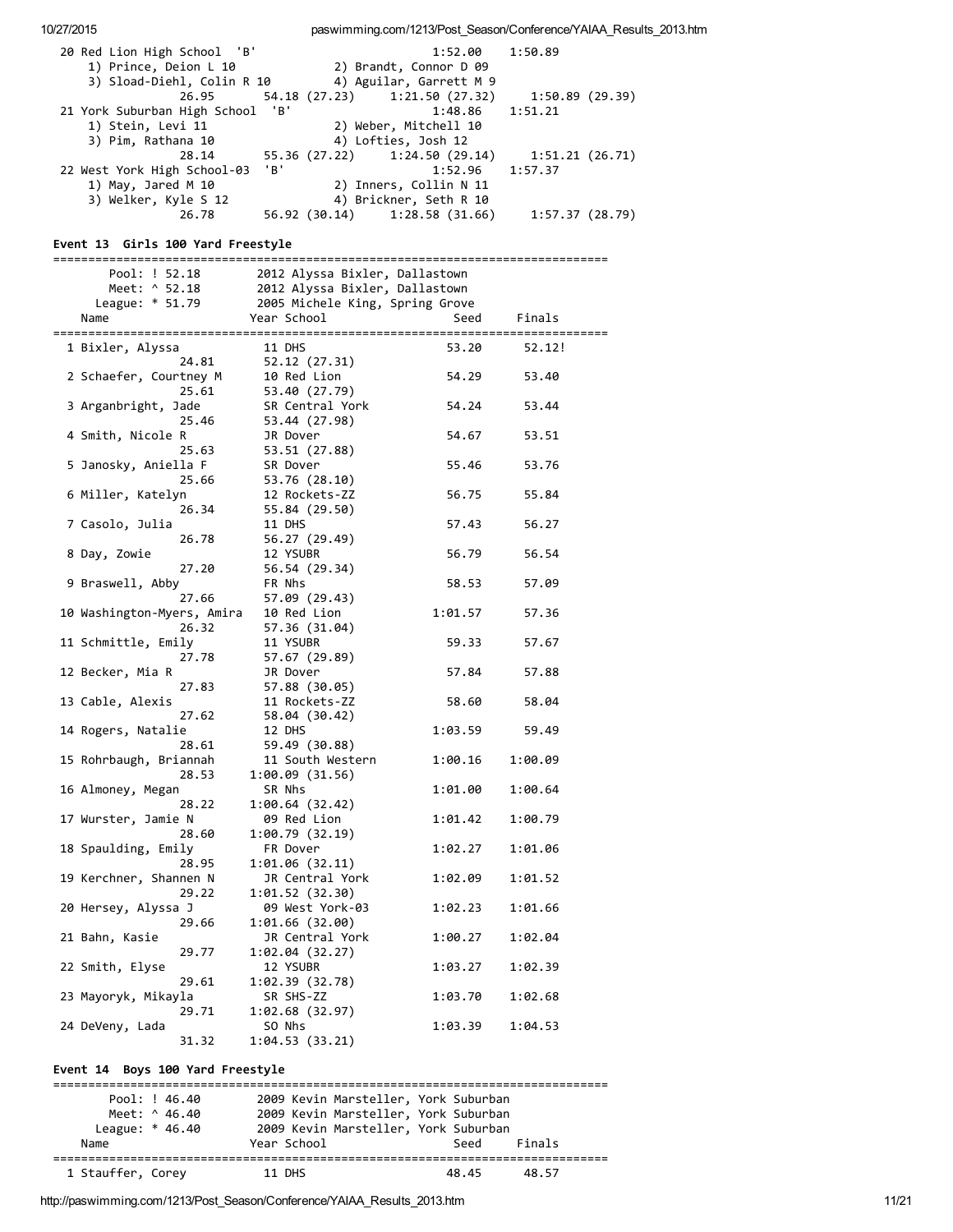```
 20 Red Lion High School  'B'                         1:52.00    1:50.89  
     1) Prince, Deion L 10             2) Brandt, Connor D 09            
     3) Sload-Diehl, Colin R 10        4) Aguilar, Garrett M 9           
                26.95       54.18 (27.23)     1:21.50 (27.32)     1:50.89 (29.39)
 21 York Suburban High School  'B'                    1:48.86    1:51.21  
     1) Stein, Levi 11                 2) Weber, Mitchell 10             
     3) Pim, Rathana 10                4) Lofties, Josh 12               
                28.14       55.36 (27.22)     1:24.50 (29.14)     1:51.21 (26.71)
 22 West York High School-03  'B'                     1:52.96    1:57.37  
     1) May, Jared M 10                2) Inners, Collin N 11            
     3) Welker, Kyle S 12              4) Brickner, Seth R 10            
                26.78       56.92 (30.14)     1:28.58 (31.66)     1:57.37 (28.79)
```

**Event 13  Girls 100 Yard Freestyle**

```
===============================================================================
       Pool: ! 52.18        2012 Alyssa Bixler, Dallastown                  
       Meet: ^ 52.18        2012 Alyssa Bixler, Dallastown                  
     League: * 51.79        2005 Michele King, Spring Grove                 
    Name                  Year School                 Seed     Finals       
===============================================================================
  1 Bixler, Alyssa          11 DHS                    53.20      52.12!     
                24.81       52.12 (27.31)
  2 Schaefer, Courtney M    10 Red Lion               54.29      53.40      
                25.61       53.40 (27.79)
  3 Arganbright, Jade       SR Central York           54.24      53.44      
                25.46       53.44 (27.98)
  4 Smith, Nicole R         JR Dover                  54.67      53.51      
                25.63       53.51 (27.88)
  5 Janosky, Aniella F      SR Dover                  55.46      53.76      
                25.66       53.76 (28.10)
  6 Miller, Katelyn         12 Rockets-ZZ             56.75      55.84      
                26.34       55.84 (29.50)
  7 Casolo, Julia           11 DHS                    57.43      56.27      
                26.78       56.27 (29.49)
  8 Day, Zowie              12 YSUBR                  56.79      56.54      
                27.20       56.54 (29.34)
  9 Braswell, Abby          FR Nhs                    58.53      57.09      
                27.66       57.09 (29.43)
 10 Washington-Myers, Amira   10 Red Lion           1:01.57      57.36      
                26.32       57.36 (31.04)
 11 Schmittle, Emily        11 YSUBR                  59.33      57.67      
                27.78       57.67 (29.89)
 12 Becker, Mia R           JR Dover                  57.84      57.88      
                27.83       57.88 (30.05)
 13 Cable, Alexis           11 Rockets-ZZ             58.60      58.04      
                27.62       58.04 (30.42)
 14 Rogers, Natalie         12 DHS                  1:03.59      59.49      
                28.61       59.49 (30.88)
 15 Rohrbaugh, Briannah     11 South Western        1:00.16    1:00.09      
                28.53     1:00.09 (31.56)
 16 Almoney, Megan          SR Nhs                  1:01.00    1:00.64      
                28.22     1:00.64 (32.42)
 17 Wurster, Jamie N        09 Red Lion             1:01.42    1:00.79      
                28.60     1:00.79 (32.19)
 18 Spaulding, Emily        FR Dover                1:02.27    1:01.06      
                28.95     1:01.06 (32.11)
 19 Kerchner, Shannen N     JR Central York         1:02.09    1:01.52      
                29.22     1:01.52 (32.30)
 20 Hersey, Alyssa J        09 West York-03         1:02.23    1:01.66      
                29.66     1:01.66 (32.00)
 21 Bahn, Kasie             JR Central York         1:00.27    1:02.04      
                29.77     1:02.04 (32.27)
 22 Smith, Elyse            12 YSUBR                1:03.27    1:02.39      
                29.61     1:02.39 (32.78)
 23 Mayoryk, Mikayla        SR SHS-ZZ               1:03.70    1:02.68      
                29.71     1:02.68 (32.97)
 24 DeVeny, Lada            SO Nhs                  1:03.39    1:04.53      
                31.32     1:04.53 (33.21)
```

**Event 14  Boys 100 Yard Freestyle**

```
===============================================================================
       Pool: ! 46.40        2009 Kevin Marsteller, York Suburban            
       Meet: ^ 46.40        2009 Kevin Marsteller, York Suburban            
     League: * 46.40        2009 Kevin Marsteller, York Suburban            
    Name                  Year School                 Seed     Finals       
===============================================================================
  1 Stauffer, Corey         11 DHS                    48.45      48.57      
```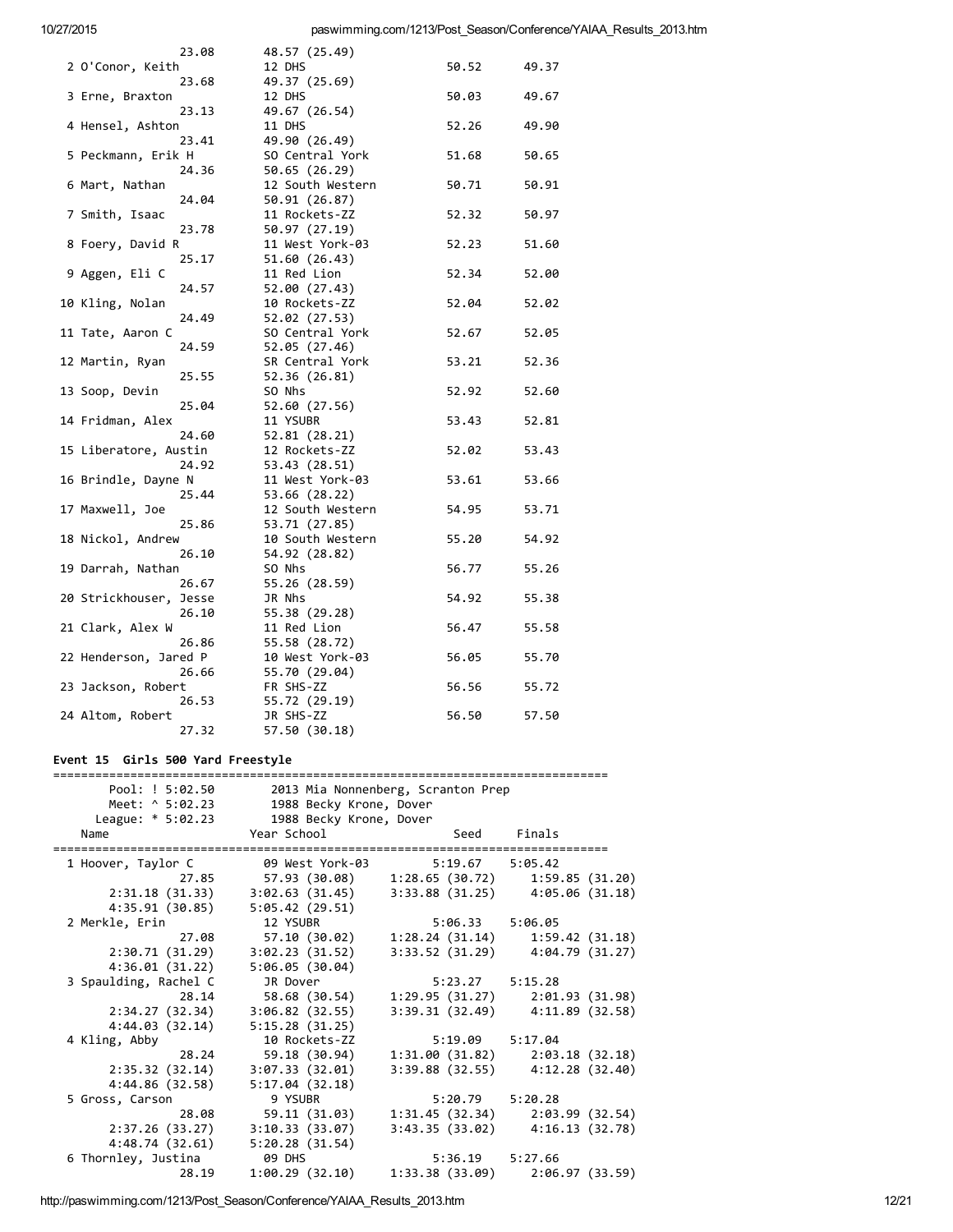```
                 23.08      48.57 (25.49)
  2 O'Conor, Keith          12 DHS                   50.52      49.37
                 23.68      49.37 (25.69)
  3 Erne, Braxton           12 DHS                   50.03      49.67
                 23.13      49.67 (26.54)
  4 Hensel, Ashton          11 DHS                   52.26      49.90
                 23.41      49.90 (26.49)
  5 Peckmann, Erik H        SO Central York          51.68      50.65
                 24.36      50.65 (26.29)
  6 Mart, Nathan            12 South Western         50.71      50.91
                 24.04      50.91 (26.87)
  7 Smith, Isaac            11 Rockets-ZZ            52.32      50.97
                 23.78      50.97 (27.19)
  8 Foery, David R          11 West York-03          52.23      51.60
                 25.17      51.60 (26.43)
  9 Aggen, Eli C            11 Red Lion              52.34      52.00
                 24.57      52.00 (27.43)
 10 Kling, Nolan            10 Rockets-ZZ            52.04      52.02
                 24.49      52.02 (27.53)
 11 Tate, Aaron C           SO Central York          52.67      52.05
                 24.59      52.05 (27.46)
 12 Martin, Ryan            SR Central York          53.21      52.36
                 25.55      52.36 (26.81)
 13 Soop, Devin             SO Nhs                   52.92      52.60
                 25.04      52.60 (27.56)
 14 Fridman, Alex           11 YSUBR                 53.43      52.81
                 24.60      52.81 (28.21)
 15 Liberatore, Austin      12 Rockets-ZZ            52.02      53.43
                 24.92      53.43 (28.51)
 16 Brindle, Dayne N        11 West York-03          53.61      53.66
                 25.44      53.66 (28.22)
 17 Maxwell, Joe            12 South Western         54.95      53.71
                 25.86      53.71 (27.85)
 18 Nickol, Andrew          10 South Western         55.20      54.92
                 26.10      54.92 (28.82)
 19 Darrah, Nathan          SO Nhs                   56.77      55.26
                 26.67      55.26 (28.59)
 20 Strickhouser, Jesse     JR Nhs                   54.92      55.38
                 26.10      55.38 (29.28)
 21 Clark, Alex W           11 Red Lion              56.47      55.58
                 26.86      55.58 (28.72)
 22 Henderson, Jared P      10 West York-03          56.05      55.70
                 26.66      55.70 (29.04)
 23 Jackson, Robert         FR SHS-ZZ                56.56      55.72
                 26.53      55.72 (29.19)
 24 Altom, Robert           JR SHS-ZZ                56.50      57.50
                 27.32      57.50 (30.18)
```

### Event 15 Girls 500 Yard Freestyle

```
===============================================================================
       Pool: ! 5:02.50       2013 Mia Nonnenberg, Scranton Prep
       Meet: ^ 5:02.23       1988 Becky Krone, Dover
     League: * 5:02.23       1988 Becky Krone, Dover
    Name                   Year School                Seed     Finals
===============================================================================
  1 Hoover, Taylor C        09 West York-03        5:19.67    5:05.42
                 27.85      57.93 (30.08)    1:28.65 (30.72)    1:59.85 (31.20)
        2:31.18 (31.33)   3:02.63 (31.45)    3:33.88 (31.25)    4:05.06 (31.18)
        4:35.91 (30.85)   5:05.42 (29.51)
  2 Merkle, Erin            12 YSUBR               5:06.33    5:06.05
                 27.08      57.10 (30.02)    1:28.24 (31.14)    1:59.42 (31.18)
        2:30.71 (31.29)   3:02.23 (31.52)    3:33.52 (31.29)    4:04.79 (31.27)
        4:36.01 (31.22)   5:06.05 (30.04)
  3 Spaulding, Rachel C     JR Dover               5:23.27    5:15.28
                 28.14      58.68 (30.54)    1:29.95 (31.27)    2:01.93 (31.98)
        2:34.27 (32.34)   3:06.82 (32.55)    3:39.31 (32.49)    4:11.89 (32.58)
        4:44.03 (32.14)   5:15.28 (31.25)
  4 Kling, Abby             10 Rockets-ZZ          5:19.09    5:17.04
                 28.24      59.18 (30.94)    1:31.00 (31.82)    2:03.18 (32.18)
        2:35.32 (32.14)   3:07.33 (32.01)    3:39.88 (32.55)    4:12.28 (32.40)
        4:44.86 (32.58)   5:17.04 (32.18)
  5 Gross, Carson            9 YSUBR               5:20.79    5:20.28
                 28.08      59.11 (31.03)    1:31.45 (32.34)    2:03.99 (32.54)
        2:37.26 (33.27)   3:10.33 (33.07)    3:43.35 (33.02)    4:16.13 (32.78)
        4:48.74 (32.61)   5:20.28 (31.54)
  6 Thornley, Justina       09 DHS                 5:36.19    5:27.66
                 28.19    1:00.29 (32.10)    1:33.38 (33.09)    2:06.97 (33.59)
```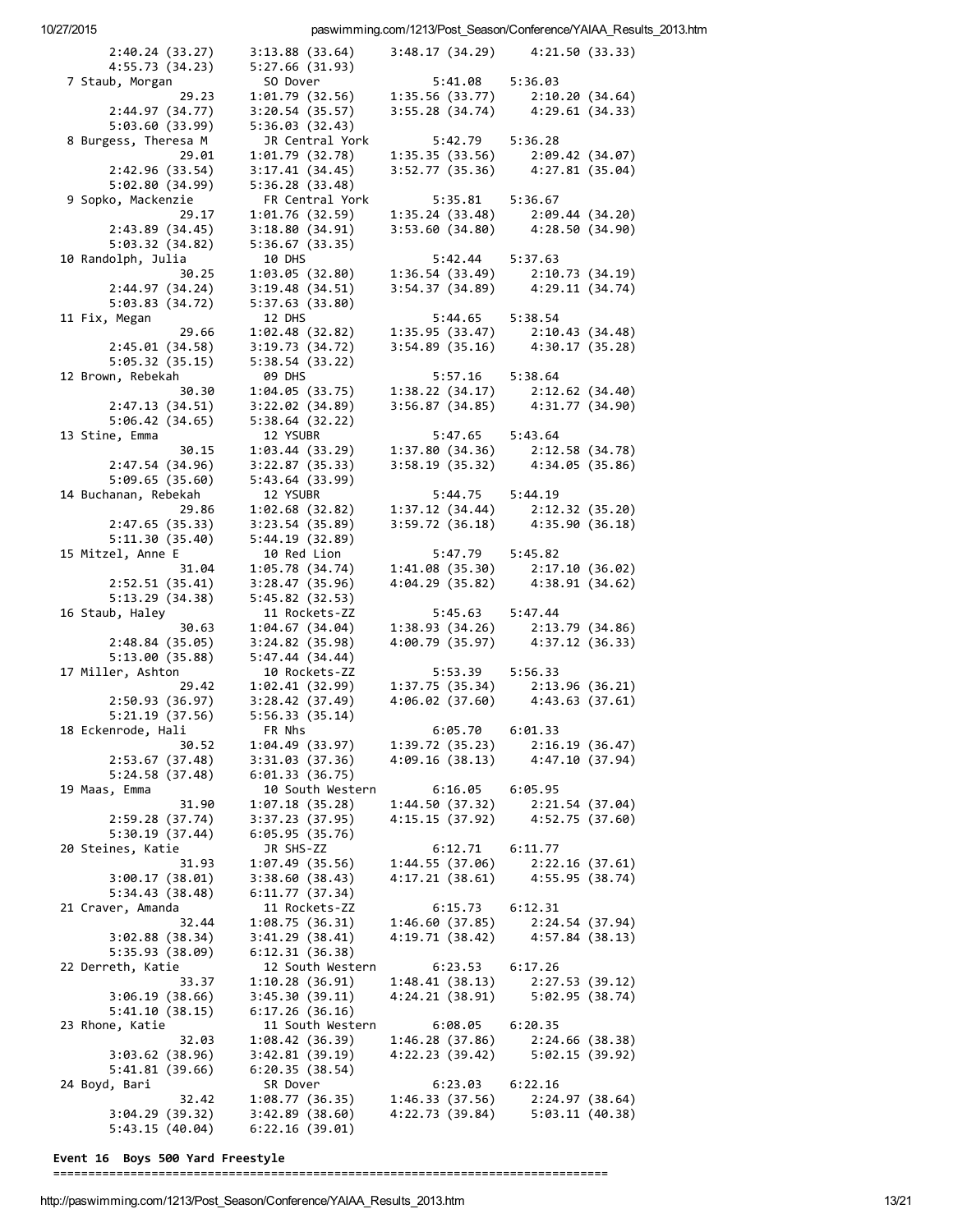```
       2:40.24 (33.27)    3:13.88 (33.64)    3:48.17 (34.29)    4:21.50 (33.33)
       4:55.73 (34.23)    5:27.66 (31.93)
  7 Staub, Morgan          SO Dover               5:41.08    5:36.03
                29.23    1:01.79 (32.56)    1:35.56 (33.77)    2:10.20 (34.64)
       2:44.97 (34.77)    3:20.54 (35.57)    3:55.28 (34.74)    4:29.61 (34.33)
       5:03.60 (33.99)    5:36.03 (32.43)
  8 Burgess, Theresa M     JR Central York        5:42.79    5:36.28
                29.01    1:01.79 (32.78)    1:35.35 (33.56)    2:09.42 (34.07)
       2:42.96 (33.54)    3:17.41 (34.45)    3:52.77 (35.36)    4:27.81 (35.04)
       5:02.80 (34.99)    5:36.28 (33.48)
  9 Sopko, Mackenzie       FR Central York        5:35.81    5:36.67
                29.17    1:01.76 (32.59)    1:35.24 (33.48)    2:09.44 (34.20)
       2:43.89 (34.45)    3:18.80 (34.91)    3:53.60 (34.80)    4:28.50 (34.90)
       5:03.32 (34.82)    5:36.67 (33.35)
 10 Randolph, Julia        10 DHS                 5:42.44    5:37.63
                30.25    1:03.05 (32.80)    1:36.54 (33.49)    2:10.73 (34.19)
       2:44.97 (34.24)    3:19.48 (34.51)    3:54.37 (34.89)    4:29.11 (34.74)
       5:03.83 (34.72)    5:37.63 (33.80)
 11 Fix, Megan             12 DHS                 5:44.65    5:38.54
                29.66    1:02.48 (32.82)    1:35.95 (33.47)    2:10.43 (34.48)
       2:45.01 (34.58)    3:19.73 (34.72)    3:54.89 (35.16)    4:30.17 (35.28)
       5:05.32 (35.15)    5:38.54 (33.22)
 12 Brown, Rebekah         09 DHS                 5:57.16    5:38.64
                30.30    1:04.05 (33.75)    1:38.22 (34.17)    2:12.62 (34.40)
       2:47.13 (34.51)    3:22.02 (34.89)    3:56.87 (34.85)    4:31.77 (34.90)
       5:06.42 (34.65)    5:38.64 (32.22)
 13 Stine, Emma            12 YSUBR               5:47.65    5:43.64
                30.15    1:03.44 (33.29)    1:37.80 (34.36)    2:12.58 (34.78)
       2:47.54 (34.96)    3:22.87 (35.33)    3:58.19 (35.32)    4:34.05 (35.86)
       5:09.65 (35.60)    5:43.64 (33.99)
 14 Buchanan, Rebekah      12 YSUBR               5:44.75    5:44.19
                29.86    1:02.68 (32.82)    1:37.12 (34.44)    2:12.32 (35.20)
       2:47.65 (35.33)    3:23.54 (35.89)    3:59.72 (36.18)    4:35.90 (36.18)
       5:11.30 (35.40)    5:44.19 (32.89)
 15 Mitzel, Anne E         10 Red Lion            5:47.79    5:45.82
                31.04    1:05.78 (34.74)    1:41.08 (35.30)    2:17.10 (36.02)
       2:52.51 (35.41)    3:28.47 (35.96)    4:04.29 (35.82)    4:38.91 (34.62)
       5:13.29 (34.38)    5:45.82 (32.53)
 16 Staub, Haley           11 Rockets-ZZ          5:45.63    5:47.44
                30.63    1:04.67 (34.04)    1:38.93 (34.26)    2:13.79 (34.86)
       2:48.84 (35.05)    3:24.82 (35.98)    4:00.79 (35.97)    4:37.12 (36.33)
       5:13.00 (35.88)    5:47.44 (34.44)
 17 Miller, Ashton         10 Rockets-ZZ          5:53.39    5:56.33
                29.42    1:02.41 (32.99)    1:37.75 (35.34)    2:13.96 (36.21)
       2:50.93 (36.97)    3:28.42 (37.49)    4:06.02 (37.60)    4:43.63 (37.61)
       5:21.19 (37.56)    5:56.33 (35.14)
 18 Eckenrode, Hali        FR Nhs                 6:05.70    6:01.33
                30.52    1:04.49 (33.97)    1:39.72 (35.23)    2:16.19 (36.47)
       2:53.67 (37.48)    3:31.03 (37.36)    4:09.16 (38.13)    4:47.10 (37.94)
       5:24.58 (37.48)    6:01.33 (36.75)
 19 Maas, Emma             10 South Western       6:16.05    6:05.95
                31.90    1:07.18 (35.28)    1:44.50 (37.32)    2:21.54 (37.04)
       2:59.28 (37.74)    3:37.23 (37.95)    4:15.15 (37.92)    4:52.75 (37.60)
       5:30.19 (37.44)    6:05.95 (35.76)
 20 Steines, Katie         JR SHS-ZZ              6:12.71    6:11.77
                31.93    1:07.49 (35.56)    1:44.55 (37.06)    2:22.16 (37.61)
       3:00.17 (38.01)    3:38.60 (38.43)    4:17.21 (38.61)    4:55.95 (38.74)
       5:34.43 (38.48)    6:11.77 (37.34)
 21 Craver, Amanda         11 Rockets-ZZ          6:15.73    6:12.31
                32.44    1:08.75 (36.31)    1:46.60 (37.85)    2:24.54 (37.94)
       3:02.88 (38.34)    3:41.29 (38.41)    4:19.71 (38.42)    4:57.84 (38.13)
       5:35.93 (38.09)    6:12.31 (36.38)
 22 Derreth, Katie         12 South Western       6:23.53    6:17.26
                33.37    1:10.28 (36.91)    1:48.41 (38.13)    2:27.53 (39.12)
       3:06.19 (38.66)    3:45.30 (39.11)    4:24.21 (38.91)    5:02.95 (38.74)
       5:41.10 (38.15)    6:17.26 (36.16)
 23 Rhone, Katie           11 South Western       6:08.05    6:20.35
                32.03    1:08.42 (36.39)    1:46.28 (37.86)    2:24.66 (38.38)
       3:03.62 (38.96)    3:42.81 (39.19)    4:22.23 (39.42)    5:02.15 (39.92)
       5:41.81 (39.66)    6:20.35 (38.54)
 24 Boyd, Bari             SR Dover               6:23.03    6:22.16
                32.42    1:08.77 (36.35)    1:46.33 (37.56)    2:24.97 (38.64)
       3:04.29 (39.32)    3:42.89 (38.60)    4:22.73 (39.84)    5:03.11 (40.38)
       5:43.15 (40.04)    6:22.16 (39.01)
```

**Event 16  Boys 500 Yard Freestyle**

```
===============================================================================
```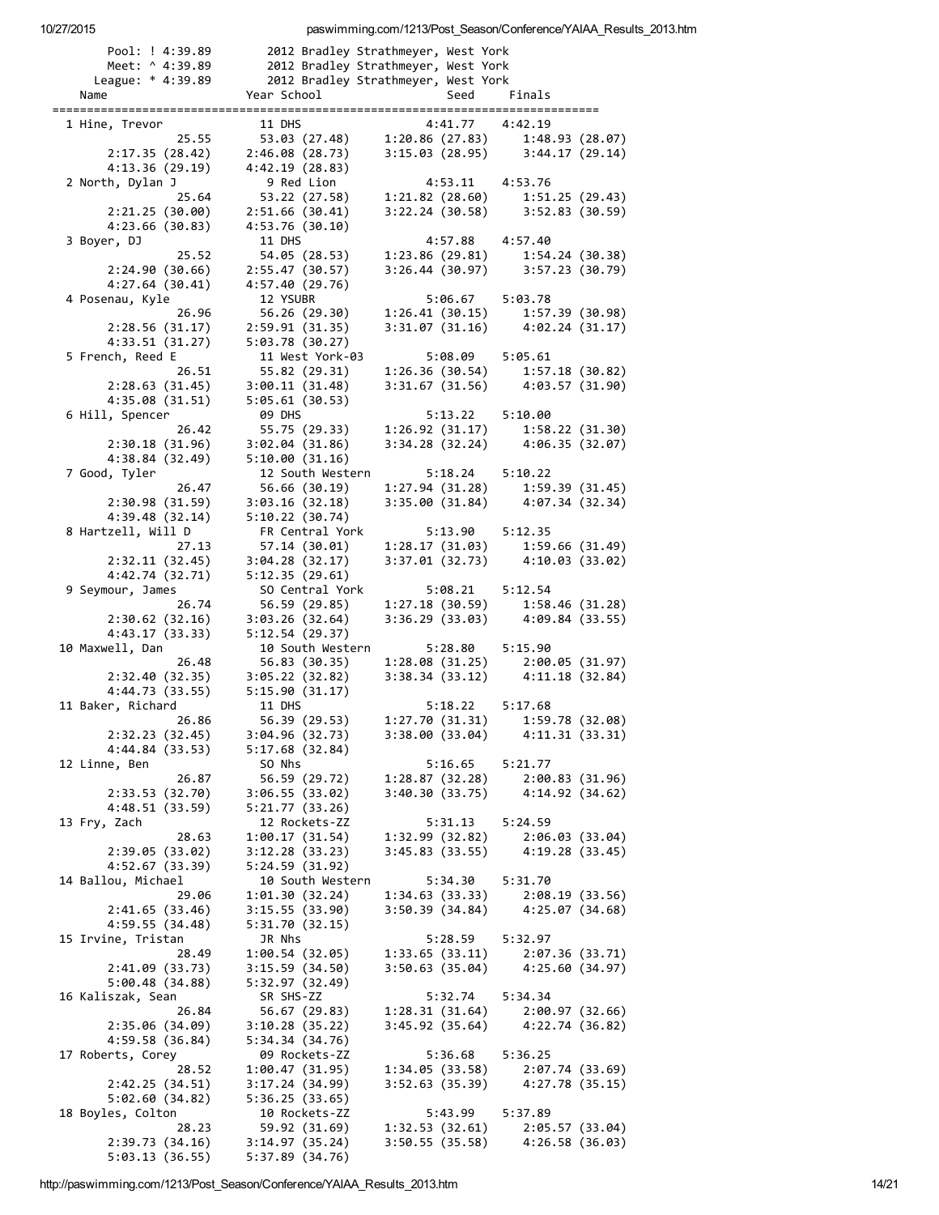```
    Pool: ! 4:39.89       2012 Bradley Strathmeyer, West York
    Meet: ^ 4:39.89       2012 Bradley Strathmeyer, West York
  League: * 4:39.89       2012 Bradley Strathmeyer, West York
  Name                   Year School               Seed     Finals
=========================================================================
  1 Hine, Trevor           11 DHS                 4:41.77   4:42.19
              25.55       53.03 (27.48)    1:20.86 (27.83)    1:48.93 (28.07)
      2:17.35 (28.42)    2:46.08 (28.73)    3:15.03 (28.95)    3:44.17 (29.14)
      4:13.36 (29.19)    4:42.19 (28.83)
  2 North, Dylan J          9 Red Lion            4:53.11   4:53.76
              25.64       53.22 (27.58)    1:21.82 (28.60)    1:51.25 (29.43)
      2:21.25 (30.00)    2:51.66 (30.41)    3:22.24 (30.58)    3:52.83 (30.59)
      4:23.66 (30.83)    4:53.76 (30.10)
  3 Boyer, DJ              11 DHS                 4:57.88   4:57.40
              25.52       54.05 (28.53)    1:23.86 (29.81)    1:54.24 (30.38)
      2:24.90 (30.66)    2:55.47 (30.57)    3:26.44 (30.97)    3:57.23 (30.79)
      4:27.64 (30.41)    4:57.40 (29.76)
  4 Posenau, Kyle          12 YSUBR               5:06.67   5:03.78
              26.96       56.26 (29.30)    1:26.41 (30.15)    1:57.39 (30.98)
      2:28.56 (31.17)    2:59.91 (31.35)    3:31.07 (31.16)    4:02.24 (31.17)
      4:33.51 (31.27)    5:03.78 (30.27)
  5 French, Reed E         11 West York-03        5:08.09   5:05.61
              26.51       55.82 (29.31)    1:26.36 (30.54)    1:57.18 (30.82)
      2:28.63 (31.45)    3:00.11 (31.48)    3:31.67 (31.56)    4:03.57 (31.90)
      4:35.08 (31.51)    5:05.61 (30.53)
  6 Hill, Spencer          09 DHS                 5:13.22   5:10.00
              26.42       55.75 (29.33)    1:26.92 (31.17)    1:58.22 (31.30)
      2:30.18 (31.96)    3:02.04 (31.86)    3:34.28 (32.24)    4:06.35 (32.07)
      4:38.84 (32.49)    5:10.00 (31.16)
  7 Good, Tyler            12 South Western       5:18.24   5:10.22
              26.47       56.66 (30.19)    1:27.94 (31.28)    1:59.39 (31.45)
      2:30.98 (31.59)    3:03.16 (32.18)    3:35.00 (31.84)    4:07.34 (32.34)
      4:39.48 (32.14)    5:10.22 (30.74)
  8 Hartzell, Will D       FR Central York        5:13.90   5:12.35
              27.13       57.14 (30.01)    1:28.17 (31.03)    1:59.66 (31.49)
      2:32.11 (32.45)    3:04.28 (32.17)    3:37.01 (32.73)    4:10.03 (33.02)
      4:42.74 (32.71)    5:12.35 (29.61)
  9 Seymour, James         SO Central York        5:08.21   5:12.54
              26.74       56.59 (29.85)    1:27.18 (30.59)    1:58.46 (31.28)
      2:30.62 (32.16)    3:03.26 (32.64)    3:36.29 (33.03)    4:09.84 (33.55)
      4:43.17 (33.33)    5:12.54 (29.37)
 10 Maxwell, Dan           10 South Western       5:28.80   5:15.90
              26.48       56.83 (30.35)    1:28.08 (31.25)    2:00.05 (31.97)
      2:32.40 (32.35)    3:05.22 (32.82)    3:38.34 (33.12)    4:11.18 (32.84)
      4:44.73 (33.55)    5:15.90 (31.17)
 11 Baker, Richard         11 DHS                 5:18.22   5:17.68
              26.86       56.39 (29.53)    1:27.70 (31.31)    1:59.78 (32.08)
      2:32.23 (32.45)    3:04.96 (32.73)    3:38.00 (33.04)    4:11.31 (33.31)
      4:44.84 (33.53)    5:17.68 (32.84)
 12 Linne, Ben             SO Nhs                 5:16.65   5:21.77
              26.87       56.59 (29.72)    1:28.87 (32.28)    2:00.83 (31.96)
      2:33.53 (32.70)    3:06.55 (33.02)    3:40.30 (33.75)    4:14.92 (34.62)
      4:48.51 (33.59)    5:21.77 (33.26)
 13 Fry, Zach              12 Rockets-ZZ          5:31.13   5:24.59
              28.63     1:00.17 (31.54)    1:32.99 (32.82)    2:06.03 (33.04)
      2:39.05 (33.02)    3:12.28 (33.23)    3:45.83 (33.55)    4:19.28 (33.45)
      4:52.67 (33.39)    5:24.59 (31.92)
 14 Ballou, Michael        10 South Western       5:34.30   5:31.70
              29.06     1:01.30 (32.24)    1:34.63 (33.33)    2:08.19 (33.56)
      2:41.65 (33.46)    3:15.55 (33.90)    3:50.39 (34.84)    4:25.07 (34.68)
      4:59.55 (34.48)    5:31.70 (32.15)
 15 Irvine, Tristan        JR Nhs                 5:28.59   5:32.97
              28.49     1:00.54 (32.05)    1:33.65 (33.11)    2:07.36 (33.71)
      2:41.09 (33.73)    3:15.59 (34.50)    3:50.63 (35.04)    4:25.60 (34.97)
      5:00.48 (34.88)    5:32.97 (32.49)
 16 Kaliszak, Sean         SR SHS-ZZ              5:32.74   5:34.34
              26.84       56.67 (29.83)    1:28.31 (31.64)    2:00.97 (32.66)
      2:35.06 (34.09)    3:10.28 (35.22)    3:45.92 (35.64)    4:22.74 (36.82)
      4:59.58 (36.84)    5:34.34 (34.76)
 17 Roberts, Corey         09 Rockets-ZZ          5:36.68   5:36.25
              28.52     1:00.47 (31.95)    1:34.05 (33.58)    2:07.74 (33.69)
      2:42.25 (34.51)    3:17.24 (34.99)    3:52.63 (35.39)    4:27.78 (35.15)
      5:02.60 (34.82)    5:36.25 (33.65)
 18 Boyles, Colton         10 Rockets-ZZ          5:43.99   5:37.89
              28.23       59.92 (31.69)    1:32.53 (32.61)    2:05.57 (33.04)
      2:39.73 (34.16)    3:14.97 (35.24)    3:50.55 (35.58)    4:26.58 (36.03)
      5:03.13 (36.55)    5:37.89 (34.76)
```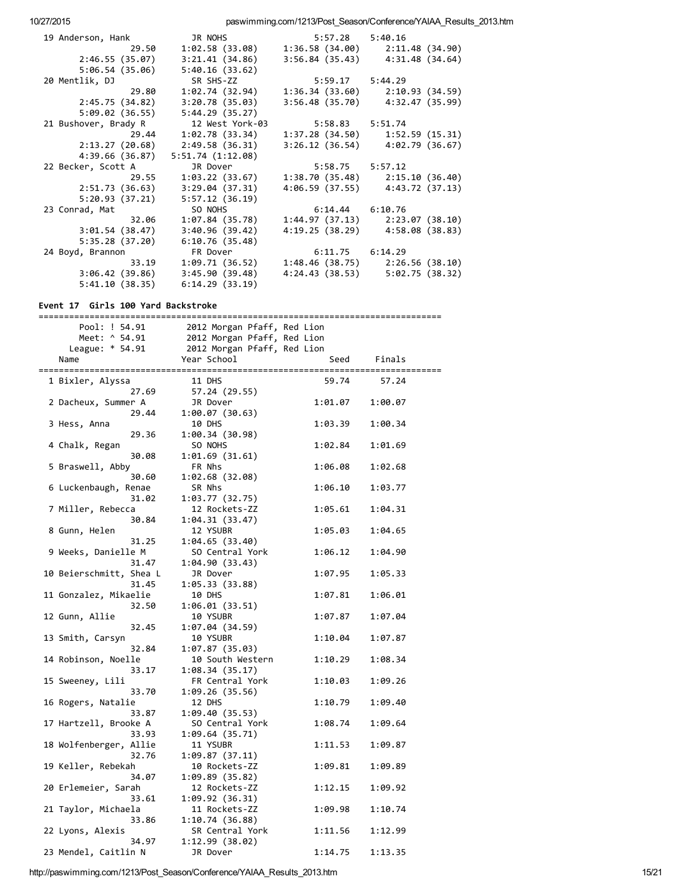```
 19 Anderson, Hank           JR NOHS               5:57.28    5:40.16
               29.50     1:02.58 (33.08)     1:36.58 (34.00)     2:11.48 (34.90)
       2:46.55 (35.07)    3:21.41 (34.86)     3:56.84 (35.43)     4:31.48 (34.64)
       5:06.54 (35.06)    5:40.16 (33.62)
 20 Mentlik, DJ              SR SHS-ZZ             5:59.17    5:44.29
               29.80     1:02.74 (32.94)     1:36.34 (33.60)     2:10.93 (34.59)
       2:45.75 (34.82)    3:20.78 (35.03)     3:56.48 (35.70)     4:32.47 (35.99)
       5:09.02 (36.55)    5:44.29 (35.27)
 21 Bushover, Brady R        12 West York-03       5:58.83    5:51.74
               29.44     1:02.78 (33.34)     1:37.28 (34.50)     1:52.59 (15.31)
       2:13.27 (20.68)    2:49.58 (36.31)     3:26.12 (36.54)     4:02.79 (36.67)
       4:39.66 (36.87)   5:51.74 (1:12.08)
 22 Becker, Scott A          JR Dover              5:58.75    5:57.12
               29.55     1:03.22 (33.67)     1:38.70 (35.48)     2:15.10 (36.40)
       2:51.73 (36.63)    3:29.04 (37.31)     4:06.59 (37.55)     4:43.72 (37.13)
       5:20.93 (37.21)    5:57.12 (36.19)
 23 Conrad, Mat              SO NOHS               6:14.44    6:10.76
               32.06     1:07.84 (35.78)     1:44.97 (37.13)     2:23.07 (38.10)
       3:01.54 (38.47)    3:40.96 (39.42)     4:19.25 (38.29)     4:58.08 (38.83)
       5:35.28 (37.20)    6:10.76 (35.48)
 24 Boyd, Brannon            FR Dover              6:11.75    6:14.29
               33.19     1:09.71 (36.52)     1:48.46 (38.75)     2:26.56 (38.10)
       3:06.42 (39.86)    3:45.90 (39.48)     4:24.43 (38.53)     5:02.75 (38.32)
       5:41.10 (38.35)    6:14.29 (33.19)
```

**Event 17  Girls 100 Yard Backstroke**

```
===============================================================================
       Pool: ! 54.91       2012 Morgan Pfaff, Red Lion
       Meet: ^ 54.91       2012 Morgan Pfaff, Red Lion
     League: * 54.91       2012 Morgan Pfaff, Red Lion
    Name                   Year School              Seed     Finals
===============================================================================
  1 Bixler, Alyssa          11 DHS                   59.74      57.24
               27.69      57.24 (29.55)
  2 Dacheux, Summer A       JR Dover               1:01.07    1:00.07
               29.44    1:00.07 (30.63)
  3 Hess, Anna              10 DHS                 1:03.39    1:00.34
               29.36    1:00.34 (30.98)
  4 Chalk, Regan            SO NOHS                1:02.84    1:01.69
               30.08    1:01.69 (31.61)
  5 Braswell, Abby          FR Nhs                 1:06.08    1:02.68
               30.60    1:02.68 (32.08)
  6 Luckenbaugh, Renae      SR Nhs                 1:06.10    1:03.77
               31.02    1:03.77 (32.75)
  7 Miller, Rebecca         12 Rockets-ZZ          1:05.61    1:04.31
               30.84    1:04.31 (33.47)
  8 Gunn, Helen             12 YSUBR               1:05.03    1:04.65
               31.25    1:04.65 (33.40)
  9 Weeks, Danielle M       SO Central York        1:06.12    1:04.90
               31.47    1:04.90 (33.43)
 10 Beierschmitt, Shea L    JR Dover               1:07.95    1:05.33
               31.45    1:05.33 (33.88)
 11 Gonzalez, Mikaelie      10 DHS                 1:07.81    1:06.01
               32.50    1:06.01 (33.51)
 12 Gunn, Allie             10 YSUBR               1:07.87    1:07.04
               32.45    1:07.04 (34.59)
 13 Smith, Carsyn           10 YSUBR               1:10.04    1:07.87
               32.84    1:07.87 (35.03)
 14 Robinson, Noelle        10 South Western       1:10.29    1:08.34
               33.17    1:08.34 (35.17)
 15 Sweeney, Lili           FR Central York        1:10.03    1:09.26
               33.70    1:09.26 (35.56)
 16 Rogers, Natalie         12 DHS                 1:10.79    1:09.40
               33.87    1:09.40 (35.53)
 17 Hartzell, Brooke A      SO Central York        1:08.74    1:09.64
               33.93    1:09.64 (35.71)
 18 Wolfenberger, Allie     11 YSUBR               1:11.53    1:09.87
               32.76    1:09.87 (37.11)
 19 Keller, Rebekah         10 Rockets-ZZ          1:09.81    1:09.89
               34.07    1:09.89 (35.82)
 20 Erlemeier, Sarah        12 Rockets-ZZ          1:12.15    1:09.92
               33.61    1:09.92 (36.31)
 21 Taylor, Michaela        11 Rockets-ZZ          1:09.98    1:10.74
               33.86    1:10.74 (36.88)
 22 Lyons, Alexis           SR Central York        1:11.56    1:12.99
               34.97    1:12.99 (38.02)
 23 Mendel, Caitlin N       JR Dover               1:14.75    1:13.35
```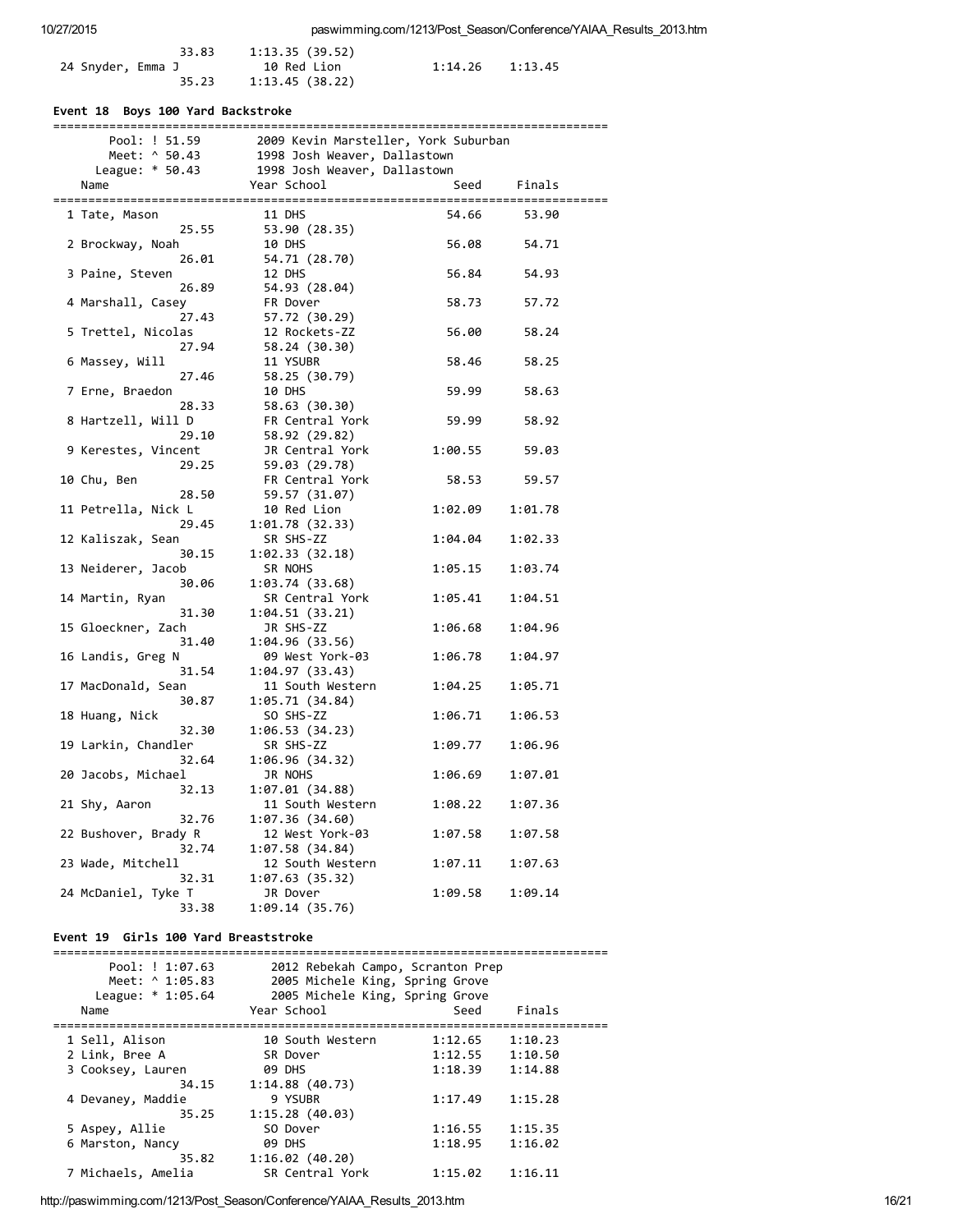```
                   33.83      1:13.35 (39.52)
 24 Snyder, Emma J            10 Red Lion             1:14.26    1:13.45
                   35.23      1:13.45 (38.22)
```

### Event 18  Boys 100 Yard Backstroke

```
===============================================================================
       Pool: ! 51.59        2009 Kevin Marsteller, York Suburban
       Meet: ^ 50.43        1998 Josh Weaver, Dallastown
     League: * 50.43        1998 Josh Weaver, Dallastown
    Name                    Year School                 Seed     Finals
===============================================================================
  1 Tate, Mason               11 DHS                   54.66      53.90
                   25.55      53.90 (28.35)
  2 Brockway, Noah            10 DHS                   56.08      54.71
                   26.01      54.71 (28.70)
  3 Paine, Steven             12 DHS                   56.84      54.93
                   26.89      54.93 (28.04)
  4 Marshall, Casey           FR Dover                 58.73      57.72
                   27.43      57.72 (30.29)
  5 Trettel, Nicolas          12 Rockets-ZZ            56.00      58.24
                   27.94      58.24 (30.30)
  6 Massey, Will              11 YSUBR                 58.46      58.25
                   27.46      58.25 (30.79)
  7 Erne, Braedon             10 DHS                   59.99      58.63
                   28.33      58.63 (30.30)
  8 Hartzell, Will D          FR Central York          59.99      58.92
                   29.10      58.92 (29.82)
  9 Kerestes, Vincent         JR Central York        1:00.55      59.03
                   29.25      59.03 (29.78)
 10 Chu, Ben                  FR Central York          58.53      59.57
                   28.50      59.57 (31.07)
 11 Petrella, Nick L          10 Red Lion            1:02.09    1:01.78
                   29.45    1:01.78 (32.33)
 12 Kaliszak, Sean            SR SHS-ZZ              1:04.04    1:02.33
                   30.15    1:02.33 (32.18)
 13 Neiderer, Jacob           SR NOHS                1:05.15    1:03.74
                   30.06    1:03.74 (33.68)
 14 Martin, Ryan              SR Central York        1:05.41    1:04.51
                   31.30    1:04.51 (33.21)
 15 Gloeckner, Zach           JR SHS-ZZ              1:06.68    1:04.96
                   31.40    1:04.96 (33.56)
 16 Landis, Greg N            09 West York-03        1:06.78    1:04.97
                   31.54    1:04.97 (33.43)
 17 MacDonald, Sean           11 South Western       1:04.25    1:05.71
                   30.87    1:05.71 (34.84)
 18 Huang, Nick               SO SHS-ZZ              1:06.71    1:06.53
                   32.30    1:06.53 (34.23)
 19 Larkin, Chandler          SR SHS-ZZ              1:09.77    1:06.96
                   32.64    1:06.96 (34.32)
 20 Jacobs, Michael           JR NOHS                1:06.69    1:07.01
                   32.13    1:07.01 (34.88)
 21 Shy, Aaron                11 South Western       1:08.22    1:07.36
                   32.76    1:07.36 (34.60)
 22 Bushover, Brady R         12 West York-03        1:07.58    1:07.58
                   32.74    1:07.58 (34.84)
 23 Wade, Mitchell            12 South Western       1:07.11    1:07.63
                   32.31    1:07.63 (35.32)
 24 McDaniel, Tyke T          JR Dover               1:09.58    1:09.14
                   33.38    1:09.14 (35.76)
```

### Event 19  Girls 100 Yard Breaststroke

```
===============================================================================
       Pool: ! 1:07.63        2012 Rebekah Campo, Scranton Prep
       Meet: ^ 1:05.83        2005 Michele King, Spring Grove
     League: * 1:05.64        2005 Michele King, Spring Grove
    Name                    Year School                 Seed     Finals
===============================================================================
  1 Sell, Alison              10 South Western       1:12.65    1:10.23
  2 Link, Bree A              SR Dover               1:12.55    1:10.50
  3 Cooksey, Lauren           09 DHS                 1:18.39    1:14.88
                   34.15    1:14.88 (40.73)
  4 Devaney, Maddie            9 YSUBR               1:17.49    1:15.28
                   35.25    1:15.28 (40.03)
  5 Aspey, Allie              SO Dover               1:16.55    1:15.35
  6 Marston, Nancy            09 DHS                 1:18.95    1:16.02
                   35.82    1:16.02 (40.20)
  7 Michaels, Amelia          SR Central York        1:15.02    1:16.11
```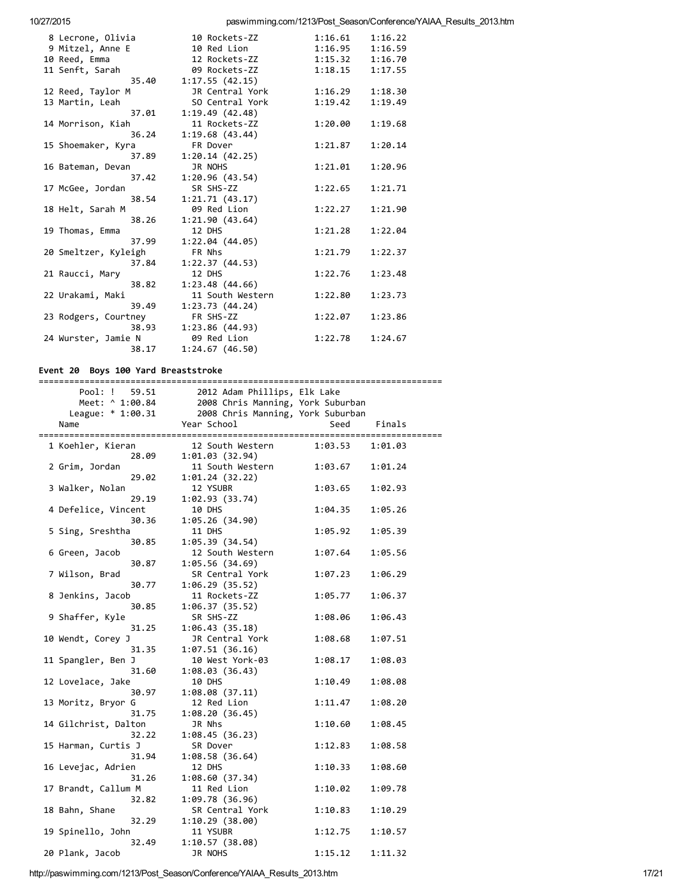```
  8 Lecrone, Olivia          10 Rockets-ZZ          1:16.61    1:16.22
  9 Mitzel, Anne E           10 Red Lion            1:16.95    1:16.59
 10 Reed, Emma               12 Rockets-ZZ          1:15.32    1:16.70
 11 Senft, Sarah             09 Rockets-ZZ          1:18.15    1:17.55
                35.40     1:17.55 (42.15)
 12 Reed, Taylor M           JR Central York        1:16.29    1:18.30
 13 Martin, Leah             SO Central York        1:19.42    1:19.49
                37.01     1:19.49 (42.48)
 14 Morrison, Kiah           11 Rockets-ZZ          1:20.00    1:19.68
                36.24     1:19.68 (43.44)
 15 Shoemaker, Kyra          FR Dover               1:21.87    1:20.14
                37.89     1:20.14 (42.25)
 16 Bateman, Devan           JR NOHS                1:21.01    1:20.96
                37.42     1:20.96 (43.54)
 17 McGee, Jordan            SR SHS-ZZ              1:22.65    1:21.71
                38.54     1:21.71 (43.17)
 18 Helt, Sarah M            09 Red Lion            1:22.27    1:21.90
                38.26     1:21.90 (43.64)
 19 Thomas, Emma             12 DHS                 1:21.28    1:22.04
                37.99     1:22.04 (44.05)
 20 Smeltzer, Kyleigh        FR Nhs                 1:21.79    1:22.37
                37.84     1:22.37 (44.53)
 21 Raucci, Mary             12 DHS                 1:22.76    1:23.48
                38.82     1:23.48 (44.66)
 22 Urakami, Maki            11 South Western       1:22.80    1:23.73
                39.49     1:23.73 (44.24)
 23 Rodgers, Courtney        FR SHS-ZZ              1:22.07    1:23.86
                38.93     1:23.86 (44.93)
 24 Wurster, Jamie N         09 Red Lion            1:22.78    1:24.67
                38.17     1:24.67 (46.50)
```

**Event 20  Boys 100 Yard Breaststroke**

```
===============================================================================
       Pool: !   59.51        2012 Adam Phillips, Elk Lake
       Meet: ^ 1:00.84        2008 Chris Manning, York Suburban
     League: * 1:00.31        2008 Chris Manning, York Suburban
    Name                    Year School               Seed     Finals
===============================================================================
  1 Koehler, Kieran          12 South Western       1:03.53    1:01.03
                28.09     1:01.03 (32.94)
  2 Grim, Jordan             11 South Western       1:03.67    1:01.24
                29.02     1:01.24 (32.22)
  3 Walker, Nolan            12 YSUBR               1:03.65    1:02.93
                29.19     1:02.93 (33.74)
  4 Defelice, Vincent        10 DHS                 1:04.35    1:05.26
                30.36     1:05.26 (34.90)
  5 Sing, Sreshtha           11 DHS                 1:05.92    1:05.39
                30.85     1:05.39 (34.54)
  6 Green, Jacob             12 South Western       1:07.64    1:05.56
                30.87     1:05.56 (34.69)
  7 Wilson, Brad             SR Central York        1:07.23    1:06.29
                30.77     1:06.29 (35.52)
  8 Jenkins, Jacob           11 Rockets-ZZ          1:05.77    1:06.37
                30.85     1:06.37 (35.52)
  9 Shaffer, Kyle            SR SHS-ZZ              1:08.06    1:06.43
                31.25     1:06.43 (35.18)
 10 Wendt, Corey J           JR Central York        1:08.68    1:07.51
                31.35     1:07.51 (36.16)
 11 Spangler, Ben J          10 West York-03        1:08.17    1:08.03
                31.60     1:08.03 (36.43)
 12 Lovelace, Jake           10 DHS                 1:10.49    1:08.08
                30.97     1:08.08 (37.11)
 13 Moritz, Bryor G          12 Red Lion            1:11.47    1:08.20
                31.75     1:08.20 (36.45)
 14 Gilchrist, Dalton        JR Nhs                 1:10.60    1:08.45
                32.22     1:08.45 (36.23)
 15 Harman, Curtis J         SR Dover               1:12.83    1:08.58
                31.94     1:08.58 (36.64)
 16 Levejac, Adrien          12 DHS                 1:10.33    1:08.60
                31.26     1:08.60 (37.34)
 17 Brandt, Callum M         11 Red Lion            1:10.02    1:09.78
                32.82     1:09.78 (36.96)
 18 Bahn, Shane              SR Central York        1:10.83    1:10.29
                32.29     1:10.29 (38.00)
 19 Spinello, John           11 YSUBR               1:12.75    1:10.57
                32.49     1:10.57 (38.08)
 20 Plank, Jacob             JR NOHS                1:15.12    1:11.32
```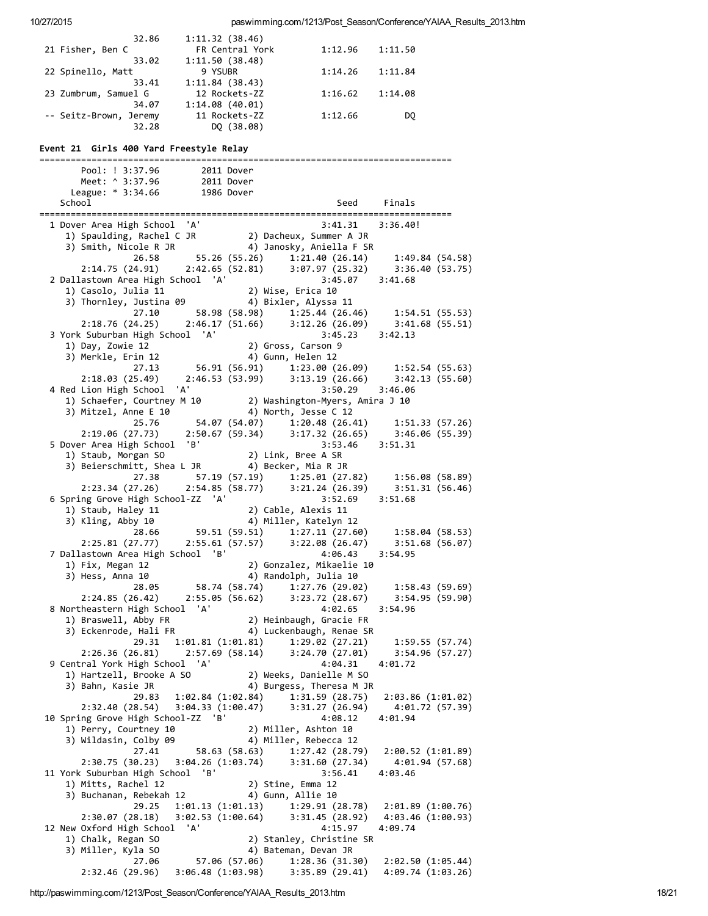```
                 32.86     1:11.32 (38.46)
 21 Fisher, Ben C            FR Central York        1:12.96    1:11.50
                 33.02     1:11.50 (38.48)
 22 Spinello, Matt            9 YSUBR               1:14.26    1:11.84
                 33.41     1:11.84 (38.43)
 23 Zumbrum, Samuel G        12 Rockets-ZZ          1:16.62    1:14.08
                 34.07     1:14.08 (40.01)
 -- Seitz-Brown, Jeremy      11 Rockets-ZZ          1:12.66         DQ
                 32.28          DQ (38.08)
```

### Event 21 Girls 400 Yard Freestyle Relay

```
===============================================================================
        Pool: ! 3:37.96       2011 Dover
        Meet: ^ 3:37.96       2011 Dover
      League: * 3:34.66       1986 Dover
    School                                              Seed     Finals
===============================================================================
  1 Dover Area High School  'A'                      3:41.31    3:36.40!
     1) Spaulding, Rachel C JR          2) Dacheux, Summer A JR
     3) Smith, Nicole R JR              4) Janosky, Aniella F SR
                 26.58       55.26 (55.26)     1:21.40 (26.14)     1:49.84 (54.58)
        2:14.75 (24.91)    2:42.65 (52.81)     3:07.97 (25.32)     3:36.40 (53.75)
  2 Dallastown Area High School  'A'                 3:45.07    3:41.68
     1) Casolo, Julia 11                2) Wise, Erica 10
     3) Thornley, Justina 09            4) Bixler, Alyssa 11
                 27.10       58.98 (58.98)     1:25.44 (26.46)     1:54.51 (55.53)
        2:18.76 (24.25)    2:46.17 (51.66)     3:12.26 (26.09)     3:41.68 (55.51)
  3 York Suburban High School  'A'                   3:45.23    3:42.13
     1) Day, Zowie 12                   2) Gross, Carson 9
     3) Merkle, Erin 12                 4) Gunn, Helen 12
                 27.13       56.91 (56.91)     1:23.00 (26.09)     1:52.54 (55.63)
        2:18.03 (25.49)    2:46.53 (53.99)     3:13.19 (26.66)     3:42.13 (55.60)
  4 Red Lion High School  'A'                        3:50.29    3:46.06
     1) Schaefer, Courtney M 10         2) Washington-Myers, Amira J 10
     3) Mitzel, Anne E 10               4) North, Jesse C 12
                 25.76       54.07 (54.07)     1:20.48 (26.41)     1:51.33 (57.26)
        2:19.06 (27.73)    2:50.67 (59.34)     3:17.32 (26.65)     3:46.06 (55.39)
  5 Dover Area High School  'B'                      3:53.46    3:51.31
     1) Staub, Morgan SO                2) Link, Bree A SR
     3) Beierschmitt, Shea L JR         4) Becker, Mia R JR
                 27.38       57.19 (57.19)     1:25.01 (27.82)     1:56.08 (58.89)
        2:23.34 (27.26)    2:54.85 (58.77)     3:21.24 (26.39)     3:51.31 (56.46)
  6 Spring Grove High School-ZZ  'A'                 3:52.69    3:51.68
     1) Staub, Haley 11                 2) Cable, Alexis 11
     3) Kling, Abby 10                  4) Miller, Katelyn 12
                 28.66       59.51 (59.51)     1:27.11 (27.60)     1:58.04 (58.53)
        2:25.81 (27.77)    2:55.61 (57.57)     3:22.08 (26.47)     3:51.68 (56.07)
  7 Dallastown Area High School  'B'                 4:06.43    3:54.95
     1) Fix, Megan 12                   2) Gonzalez, Mikaelie 10
     3) Hess, Anna 10                   4) Randolph, Julia 10
                 28.05       58.74 (58.74)     1:27.76 (29.02)     1:58.43 (59.69)
        2:24.85 (26.42)    2:55.05 (56.62)     3:23.72 (28.67)     3:54.95 (59.90)
  8 Northeastern High School  'A'                    4:02.65    3:54.96
     1) Braswell, Abby FR               2) Heinbaugh, Gracie FR
     3) Eckenrode, Hali FR              4) Luckenbaugh, Renae SR
                 29.31   1:01.81 (1:01.81)     1:29.02 (27.21)     1:59.55 (57.74)
        2:26.36 (26.81)    2:57.69 (58.14)     3:24.70 (27.01)     3:54.96 (57.27)
  9 Central York High School  'A'                    4:04.31    4:01.72
     1) Hartzell, Brooke A SO           2) Weeks, Danielle M SO
     3) Bahn, Kasie JR                  4) Burgess, Theresa M JR
                 29.83   1:02.84 (1:02.84)     1:31.59 (28.75)   2:03.86 (1:01.02)
        2:32.40 (28.54)  3:04.33 (1:00.47)     3:31.27 (26.94)     4:01.72 (57.39)
 10 Spring Grove High School-ZZ  'B'                 4:08.12    4:01.94
     1) Perry, Courtney 10              2) Miller, Ashton 10
     3) Wildasin, Colby 09              4) Miller, Rebecca 12
                 27.41       58.63 (58.63)     1:27.42 (28.79)   2:00.52 (1:01.89)
        2:30.75 (30.23)  3:04.26 (1:03.74)     3:31.60 (27.34)     4:01.94 (57.68)
 11 York Suburban High School  'B'                   3:56.41    4:03.46
     1) Mitts, Rachel 12                2) Stine, Emma 12
     3) Buchanan, Rebekah 12            4) Gunn, Allie 10
                 29.25   1:01.13 (1:01.13)     1:29.91 (28.78)   2:01.89 (1:00.76)
        2:30.07 (28.18)  3:02.53 (1:00.64)     3:31.45 (28.92)   4:03.46 (1:00.93)
 12 New Oxford High School  'A'                      4:15.97    4:09.74
     1) Chalk, Regan SO                 2) Stanley, Christine SR
     3) Miller, Kyla SO                 4) Bateman, Devan JR
                 27.06       57.06 (57.06)     1:28.36 (31.30)   2:02.50 (1:05.44)
        2:32.46 (29.96)  3:06.48 (1:03.98)     3:35.89 (29.41)   4:09.74 (1:03.26)
```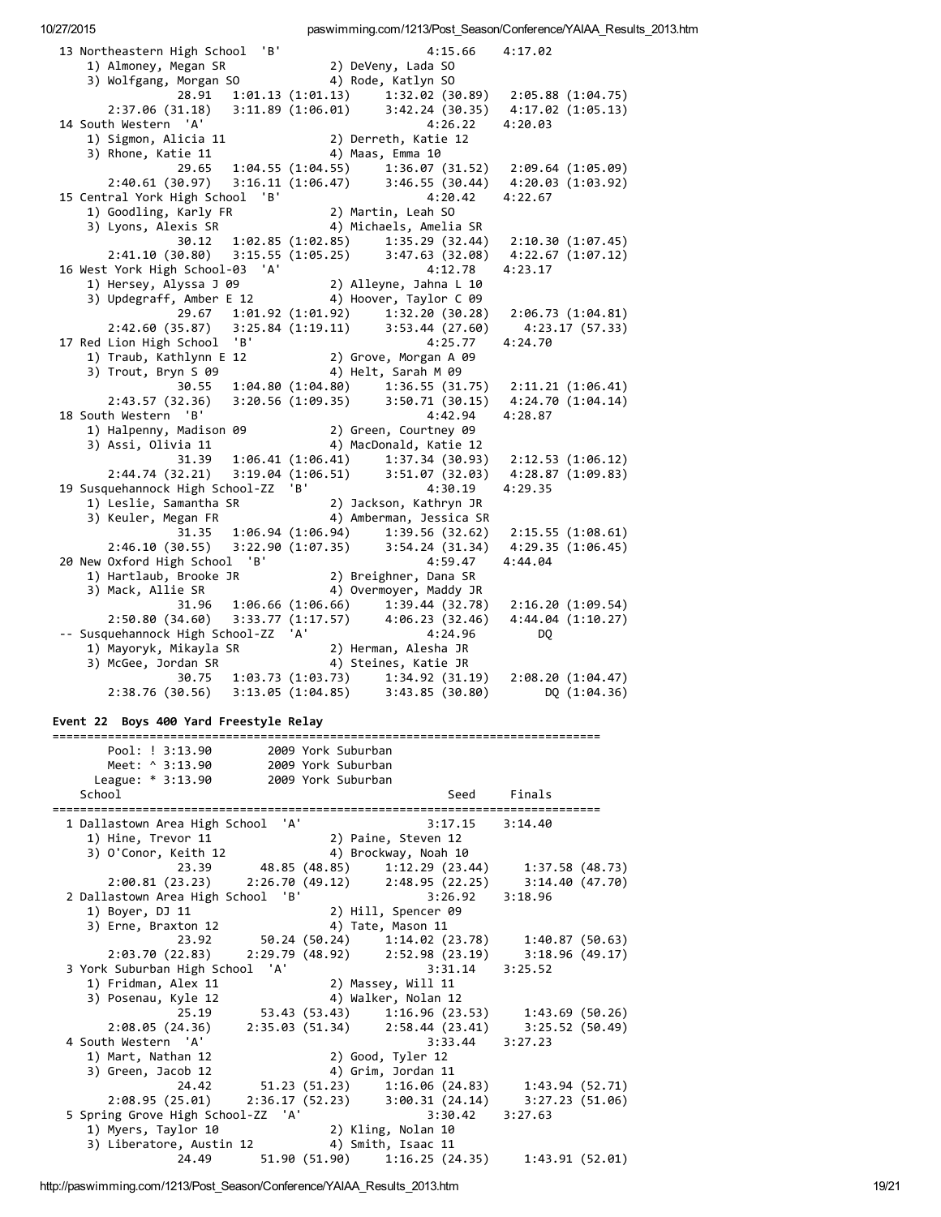```
 13 Northeastern High School  'B'                      4:15.66    4:17.02
    1) Almoney, Megan SR              2) DeVeny, Lada SO
    3) Wolfgang, Morgan SO            4) Rode, Katlyn SO
              28.91   1:01.13 (1:01.13)    1:32.02 (30.89)   2:05.88 (1:04.75)
       2:37.06 (31.18)   3:11.89 (1:06.01)    3:42.24 (30.35)   4:17.02 (1:05.13)
 14 South Western  'A'                                4:26.22    4:20.03
    1) Sigmon, Alicia 11              2) Derreth, Katie 12
    3) Rhone, Katie 11                4) Maas, Emma 10
              29.65   1:04.55 (1:04.55)    1:36.07 (31.52)   2:09.64 (1:05.09)
       2:40.61 (30.97)   3:16.11 (1:06.47)    3:46.55 (30.44)   4:20.03 (1:03.92)
 15 Central York High School  'B'                      4:20.42    4:22.67
    1) Goodling, Karly FR             2) Martin, Leah SO
    3) Lyons, Alexis SR               4) Michaels, Amelia SR
              30.12   1:02.85 (1:02.85)    1:35.29 (32.44)   2:10.30 (1:07.45)
       2:41.10 (30.80)   3:15.55 (1:05.25)    3:47.63 (32.08)   4:22.67 (1:07.12)
 16 West York High School-03  'A'                      4:12.78    4:23.17
    1) Hersey, Alyssa J 09            2) Alleyne, Jahna L 10
    3) Updegraff, Amber E 12          4) Hoover, Taylor C 09
              29.67   1:01.92 (1:01.92)    1:32.20 (30.28)   2:06.73 (1:04.81)
       2:42.60 (35.87)   3:25.84 (1:19.11)    3:53.44 (27.60)    4:23.17 (57.33)
 17 Red Lion High School  'B'                          4:25.77    4:24.70
    1) Traub, Kathlynn E 12           2) Grove, Morgan A 09
    3) Trout, Bryn S 09               4) Helt, Sarah M 09
              30.55   1:04.80 (1:04.80)    1:36.55 (31.75)   2:11.21 (1:06.41)
       2:43.57 (32.36)   3:20.56 (1:09.35)    3:50.71 (30.15)   4:24.70 (1:04.14)
 18 South Western  'B'                                4:42.94    4:28.87
    1) Halpenny, Madison 09           2) Green, Courtney 09
    3) Assi, Olivia 11                4) MacDonald, Katie 12
              31.39   1:06.41 (1:06.41)    1:37.34 (30.93)   2:12.53 (1:06.12)
       2:44.74 (32.21)   3:19.04 (1:06.51)    3:51.07 (32.03)   4:28.87 (1:09.83)
 19 Susquehannock High School-ZZ  'B'                  4:30.19    4:29.35
    1) Leslie, Samantha SR            2) Jackson, Kathryn JR
    3) Keuler, Megan FR               4) Amberman, Jessica SR
              31.35   1:06.94 (1:06.94)    1:39.56 (32.62)   2:15.55 (1:08.61)
       2:46.10 (30.55)   3:22.90 (1:07.35)    3:54.24 (31.34)   4:29.35 (1:06.45)
 20 New Oxford High School  'B'                        4:59.47    4:44.04
    1) Hartlaub, Brooke JR            2) Breighner, Dana SR
    3) Mack, Allie SR                 4) Overmoyer, Maddy JR
              31.96   1:06.66 (1:06.66)    1:39.44 (32.78)   2:16.20 (1:09.54)
       2:50.80 (34.60)   3:33.77 (1:17.57)    4:06.23 (32.46)   4:44.04 (1:10.27)
 -- Susquehannock High School-ZZ  'A'                  4:24.96        DQ
    1) Mayoryk, Mikayla SR            2) Herman, Alesha JR
    3) McGee, Jordan SR               4) Steines, Katie JR
              30.75   1:03.73 (1:03.73)    1:34.92 (31.19)   2:08.20 (1:04.47)
       2:38.76 (30.56)   3:13.05 (1:04.85)    3:43.85 (30.80)       DQ (1:04.36)
```

**Event 22  Boys 400 Yard Freestyle Relay**

```
===============================================================================
       Pool: ! 3:13.90       2009 York Suburban
       Meet: ^ 3:13.90       2009 York Suburban
     League: * 3:13.90       2009 York Suburban
    School                                             Seed     Finals
===============================================================================
  1 Dallastown Area High School  'A'                   3:17.15    3:14.40
    1) Hine, Trevor 11                2) Paine, Steven 12
    3) O'Conor, Keith 12              4) Brockway, Noah 10
              23.39       48.85 (48.85)    1:12.29 (23.44)     1:37.58 (48.73)
       2:00.81 (23.23)     2:26.70 (49.12)    2:48.95 (22.25)     3:14.40 (47.70)
  2 Dallastown Area High School  'B'                   3:26.92    3:18.96
    1) Boyer, DJ 11                   2) Hill, Spencer 09
    3) Erne, Braxton 12               4) Tate, Mason 11
              23.92       50.24 (50.24)    1:14.02 (23.78)     1:40.87 (50.63)
       2:03.70 (22.83)     2:29.79 (48.92)    2:52.98 (23.19)     3:18.96 (49.17)
  3 York Suburban High School  'A'                     3:31.14    3:25.52
    1) Fridman, Alex 11               2) Massey, Will 11
    3) Posenau, Kyle 12               4) Walker, Nolan 12
              25.19       53.43 (53.43)    1:16.96 (23.53)     1:43.69 (50.26)
       2:08.05 (24.36)     2:35.03 (51.34)    2:58.44 (23.41)     3:25.52 (50.49)
  4 South Western  'A'                                 3:33.44    3:27.23
    1) Mart, Nathan 12                2) Good, Tyler 12
    3) Green, Jacob 12                4) Grim, Jordan 11
              24.42       51.23 (51.23)    1:16.06 (24.83)     1:43.94 (52.71)
       2:08.95 (25.01)     2:36.17 (52.23)    3:00.31 (24.14)     3:27.23 (51.06)
  5 Spring Grove High School-ZZ  'A'                   3:30.42    3:27.63
    1) Myers, Taylor 10               2) Kling, Nolan 10
    3) Liberatore, Austin 12          4) Smith, Isaac 11
              24.49       51.90 (51.90)    1:16.25 (24.35)     1:43.91 (52.01)
```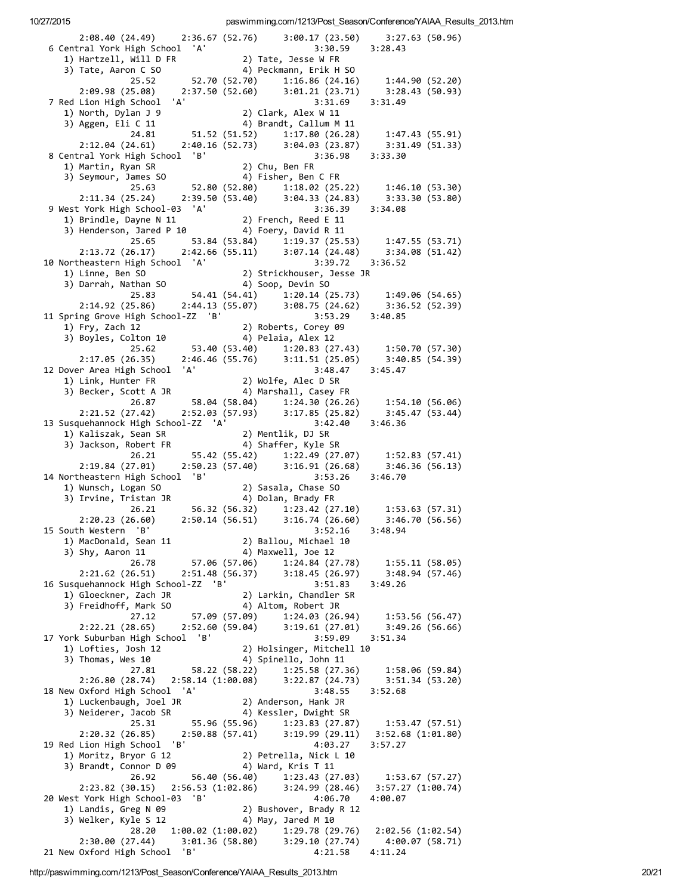```
         2:08.40 (24.49)     2:36.67 (52.76)     3:00.17 (23.50)     3:27.63 (50.96)
  6 Central York High School  'A'                       3:30.59    3:28.43
     1) Hartzell, Will D FR            2) Tate, Jesse W FR
     3) Tate, Aaron C SO               4) Peckmann, Erik H SO
               25.52       52.70 (52.70)     1:16.86 (24.16)     1:44.90 (52.20)
         2:09.98 (25.08)     2:37.50 (52.60)     3:01.21 (23.71)     3:28.43 (50.93)
  7 Red Lion High School  'A'                           3:31.69    3:31.49
     1) North, Dylan J 9               2) Clark, Alex W 11
     3) Aggen, Eli C 11                4) Brandt, Callum M 11
               24.81       51.52 (51.52)     1:17.80 (26.28)     1:47.43 (55.91)
         2:12.04 (24.61)     2:40.16 (52.73)     3:04.03 (23.87)     3:31.49 (51.33)
  8 Central York High School  'B'                       3:36.98    3:33.30
     1) Martin, Ryan SR                2) Chu, Ben FR
     3) Seymour, James SO              4) Fisher, Ben C FR
               25.63       52.80 (52.80)     1:18.02 (25.22)     1:46.10 (53.30)
         2:11.34 (25.24)     2:39.50 (53.40)     3:04.33 (24.83)     3:33.30 (53.80)
  9 West York High School-03  'A'                       3:36.39    3:34.08
     1) Brindle, Dayne N 11            2) French, Reed E 11
     3) Henderson, Jared P 10          4) Foery, David R 11
               25.65       53.84 (53.84)     1:19.37 (25.53)     1:47.55 (53.71)
         2:13.72 (26.17)     2:42.66 (55.11)     3:07.14 (24.48)     3:34.08 (51.42)
 10 Northeastern High School  'A'                       3:39.72    3:36.52
     1) Linne, Ben SO                  2) Strickhouser, Jesse JR
     3) Darrah, Nathan SO              4) Soop, Devin SO
               25.83       54.41 (54.41)     1:20.14 (25.73)     1:49.06 (54.65)
         2:14.92 (25.86)     2:44.13 (55.07)     3:08.75 (24.62)     3:36.52 (52.39)
 11 Spring Grove High School-ZZ  'B'                    3:53.29    3:40.85
     1) Fry, Zach 12                   2) Roberts, Corey 09
     3) Boyles, Colton 10              4) Pelaia, Alex 12
               25.62       53.40 (53.40)     1:20.83 (27.43)     1:50.70 (57.30)
         2:17.05 (26.35)     2:46.46 (55.76)     3:11.51 (25.05)     3:40.85 (54.39)
 12 Dover Area High School  'A'                         3:48.47    3:45.47
     1) Link, Hunter FR                2) Wolfe, Alec D SR
     3) Becker, Scott A JR             4) Marshall, Casey FR
               26.87       58.04 (58.04)     1:24.30 (26.26)     1:54.10 (56.06)
         2:21.52 (27.42)     2:52.03 (57.93)     3:17.85 (25.82)     3:45.47 (53.44)
 13 Susquehannock High School-ZZ  'A'                   3:42.40    3:46.36
     1) Kaliszak, Sean SR              2) Mentlik, DJ SR
     3) Jackson, Robert FR             4) Shaffer, Kyle SR
               26.21       55.42 (55.42)     1:22.49 (27.07)     1:52.83 (57.41)
         2:19.84 (27.01)     2:50.23 (57.40)     3:16.91 (26.68)     3:46.36 (56.13)
 14 Northeastern High School  'B'                       3:53.26    3:46.70
     1) Wunsch, Logan SO               2) Sasala, Chase SO
     3) Irvine, Tristan JR             4) Dolan, Brady FR
               26.21       56.32 (56.32)     1:23.42 (27.10)     1:53.63 (57.31)
         2:20.23 (26.60)     2:50.14 (56.51)     3:16.74 (26.60)     3:46.70 (56.56)
 15 South Western  'B'                                  3:52.16    3:48.94
     1) MacDonald, Sean 11             2) Ballou, Michael 10
     3) Shy, Aaron 11                  4) Maxwell, Joe 12
               26.78       57.06 (57.06)     1:24.84 (27.78)     1:55.11 (58.05)
         2:21.62 (26.51)     2:51.48 (56.37)     3:18.45 (26.97)     3:48.94 (57.46)
 16 Susquehannock High School-ZZ  'B'                   3:51.83    3:49.26
     1) Gloeckner, Zach JR             2) Larkin, Chandler SR
     3) Freidhoff, Mark SO             4) Altom, Robert JR
               27.12       57.09 (57.09)     1:24.03 (26.94)     1:53.56 (56.47)
         2:22.21 (28.65)     2:52.60 (59.04)     3:19.61 (27.01)     3:49.26 (56.66)
 17 York Suburban High School  'B'                      3:59.09    3:51.34
     1) Lofties, Josh 12               2) Holsinger, Mitchell 10
     3) Thomas, Wes 10                 4) Spinello, John 11
               27.81       58.22 (58.22)     1:25.58 (27.36)     1:58.06 (59.84)
         2:26.80 (28.74)   2:58.14 (1:00.08)     3:22.87 (24.73)     3:51.34 (53.20)
 18 New Oxford High School  'A'                         3:48.55    3:52.68
     1) Luckenbaugh, Joel JR           2) Anderson, Hank JR
     3) Neiderer, Jacob SR             4) Kessler, Dwight SR
               25.31       55.96 (55.96)     1:23.83 (27.87)     1:53.47 (57.51)
         2:20.32 (26.85)     2:50.88 (57.41)     3:19.99 (29.11)   3:52.68 (1:01.80)
 19 Red Lion High School  'B'                           4:03.27    3:57.27
     1) Moritz, Bryor G 12             2) Petrella, Nick L 10
     3) Brandt, Connor D 09            4) Ward, Kris T 11
               26.92       56.40 (56.40)     1:23.43 (27.03)     1:53.67 (57.27)
         2:23.82 (30.15)   2:56.53 (1:02.86)     3:24.99 (28.46)   3:57.27 (1:00.74)
 20 West York High School-03  'B'                       4:06.70    4:00.07
     1) Landis, Greg N 09              2) Bushover, Brady R 12
     3) Welker, Kyle S 12              4) May, Jared M 10
               28.20   1:00.02 (1:00.02)     1:29.78 (29.76)   2:02.56 (1:02.54)
         2:30.00 (27.44)     3:01.36 (58.80)     3:29.10 (27.74)     4:00.07 (58.71)
 21 New Oxford High School  'B'                         4:21.58    4:11.24
```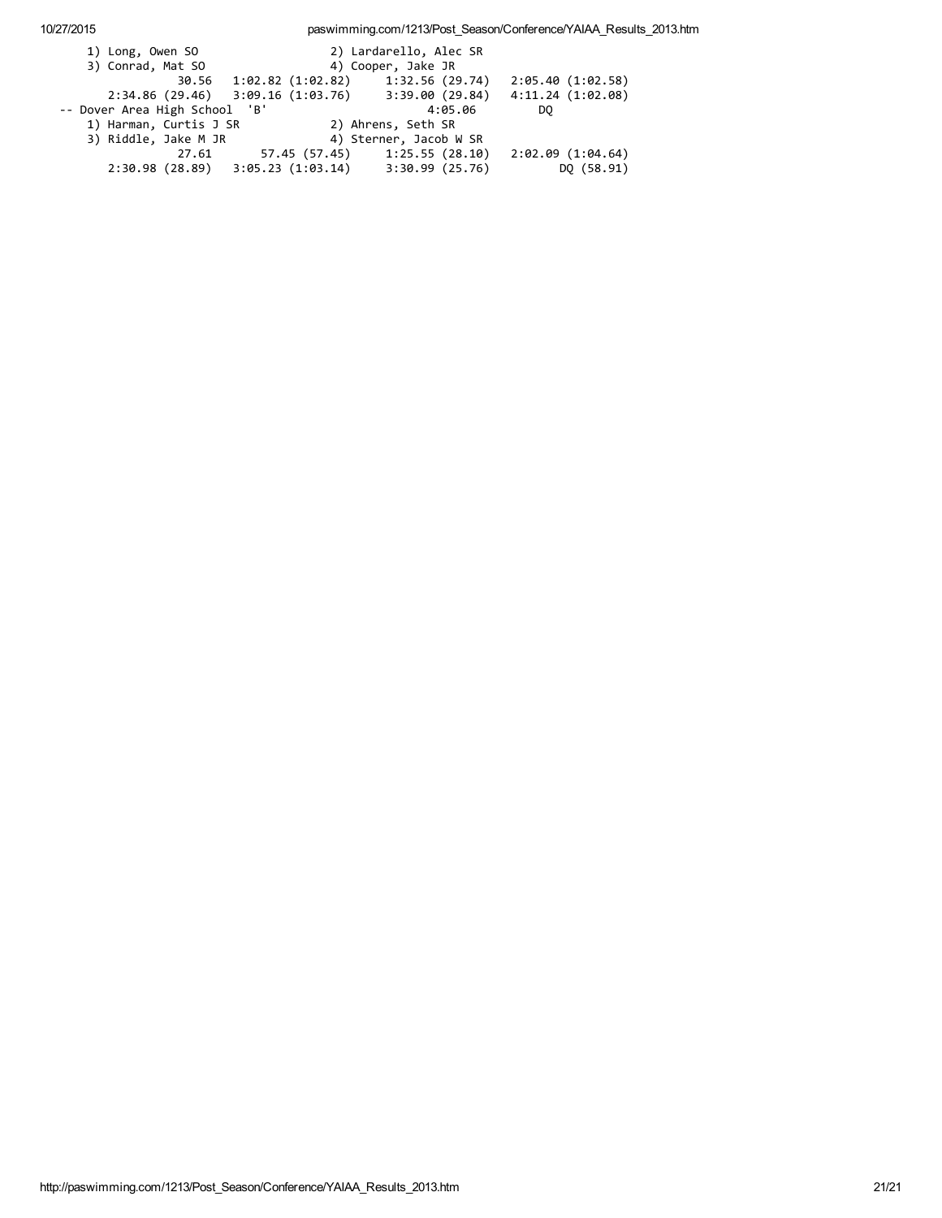```
    1) Long, Owen SO                  2) Lardarello, Alec SR
    3) Conrad, Mat SO                 4) Cooper, Jake JR
              30.56   1:02.82 (1:02.82)     1:32.56 (29.74)   2:05.40 (1:02.58)
       2:34.86 (29.46)   3:09.16 (1:03.76)     3:39.00 (29.84)   4:11.24 (1:02.08)
 -- Dover Area High School  'B'                    4:05.06         DQ
    1) Harman, Curtis J SR            2) Ahrens, Seth SR
    3) Riddle, Jake M JR              4) Sterner, Jacob W SR
              27.61       57.45 (57.45)     1:25.55 (28.10)   2:02.09 (1:04.64)
       2:30.98 (28.89)   3:05.23 (1:03.14)     3:30.99 (25.76)          DQ (58.91)
```